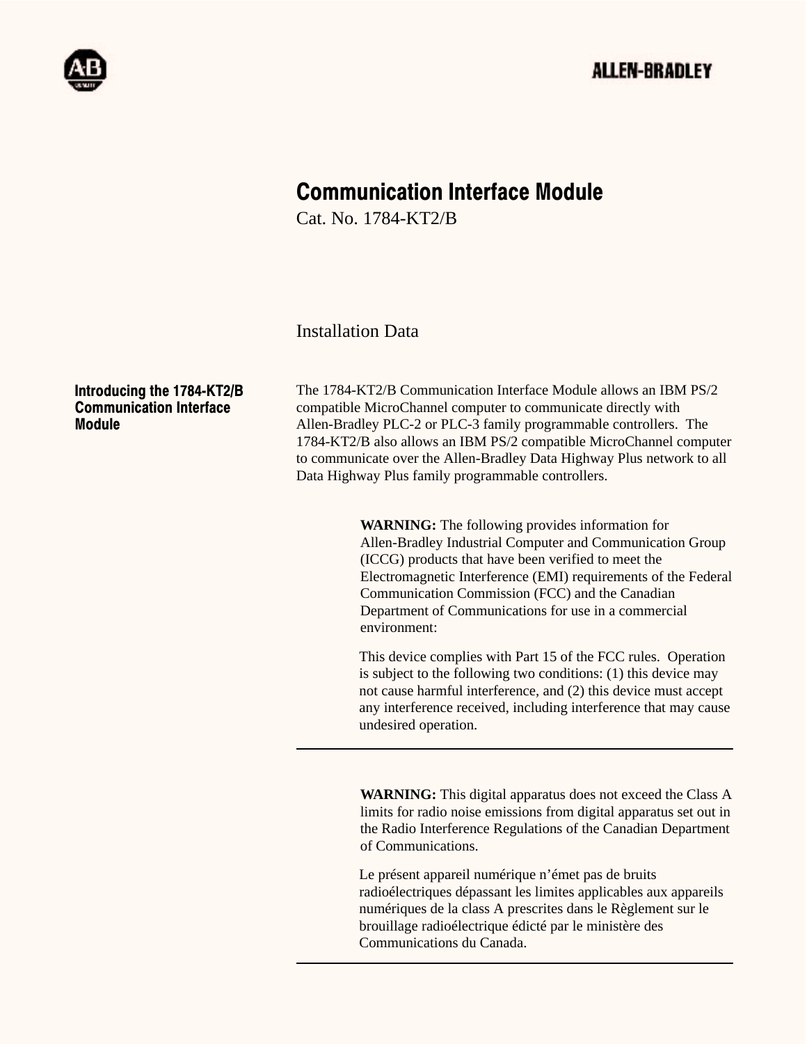ALLEN-BRADLEY

# Communication Interface Module

Cat. No. 1784-KT2/B

Installation Data

## Introducing the 1784-KT2/B Communication Interface Module

The 1784-KT2/B Communication Interface Module allows an IBM PS/2 compatible MicroChannel computer to communicate directly with Allen-Bradley PLC-2 or PLC-3 family programmable controllers. The 1784-KT2/B also allows an IBM PS/2 compatible MicroChannel computer to communicate over the Allen-Bradley Data Highway Plus network to all Data Highway Plus family programmable controllers.

**WARNING:** The following provides information for Allen-Bradley Industrial Computer and Communication Group (ICCG) products that have been verified to meet the Electromagnetic Interference (EMI) requirements of the Federal Communication Commission (FCC) and the Canadian Department of Communications for use in a commercial environment:

This device complies with Part 15 of the FCC rules. Operation is subject to the following two conditions: (1) this device may not cause harmful interference, and (2) this device must accept any interference received, including interference that may cause undesired operation.

---

**WARNING:** This digital apparatus does not exceed the Class A limits for radio noise emissions from digital apparatus set out in the Radio Interference Regulations of the Canadian Department of Communications.

Le présent appareil numérique n'émet pas de bruits radioélectriques dépassant les limites applicables aux appareils numériques de la class A prescrites dans le Règlement sur le brouillage radioélectrique édicté par le ministère des Communications du Canada.

---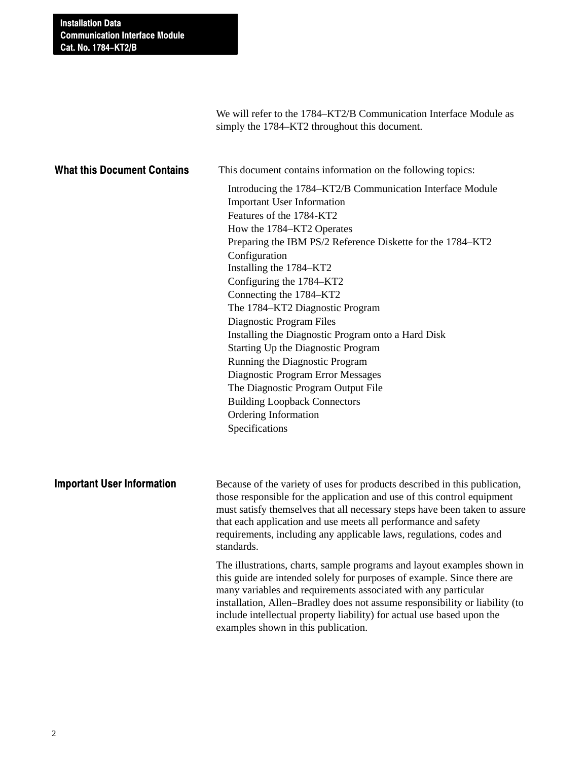We will refer to the 1784–KT2/B Communication Interface Module as simply the 1784–KT2 throughout this document.

## What this Document Contains

This document contains information on the following topics:

- Introducing the 1784–KT2/B Communication Interface Module
- Important User Information
- Features of the 1784-KT2
- How the 1784–KT2 Operates
- Preparing the IBM PS/2 Reference Diskette for the 1784–KT2 Configuration
- Installing the 1784–KT2
- Configuring the 1784–KT2
- Connecting the 1784–KT2
- The 1784–KT2 Diagnostic Program
- Diagnostic Program Files
- Installing the Diagnostic Program onto a Hard Disk
- Starting Up the Diagnostic Program
- Running the Diagnostic Program
- Diagnostic Program Error Messages
- The Diagnostic Program Output File
- Building Loopback Connectors
- Ordering Information
- Specifications

## Important User Information

Because of the variety of uses for products described in this publication, those responsible for the application and use of this control equipment must satisfy themselves that all necessary steps have been taken to assure that each application and use meets all performance and safety requirements, including any applicable laws, regulations, codes and standards.

The illustrations, charts, sample programs and layout examples shown in this guide are intended solely for purposes of example. Since there are many variables and requirements associated with any particular installation, Allen–Bradley does not assume responsibility or liability (to include intellectual property liability) for actual use based upon the examples shown in this publication.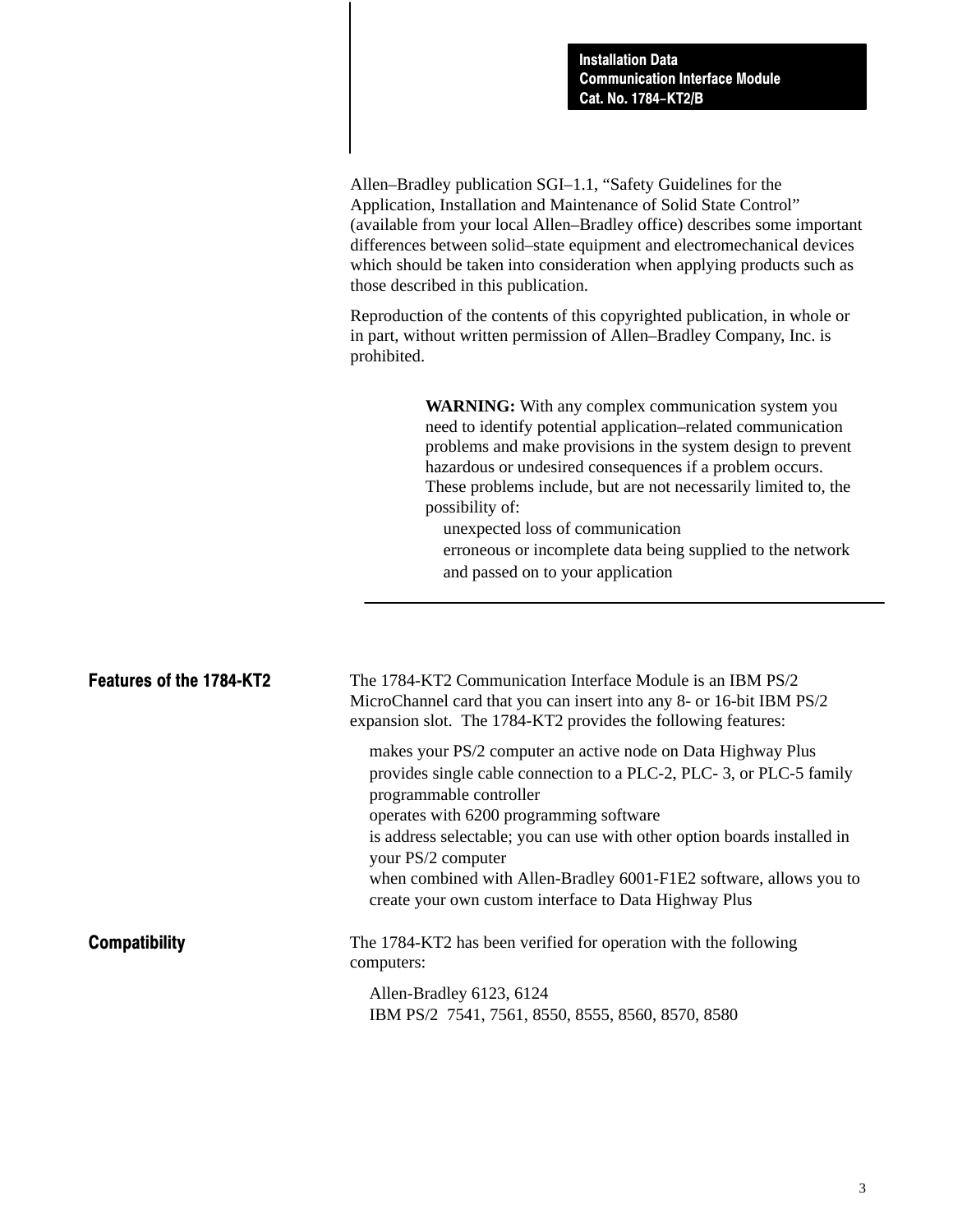Allen–Bradley publication SGI–1.1, "Safety Guidelines for the Application, Installation and Maintenance of Solid State Control" (available from your local Allen–Bradley office) describes some important differences between solid–state equipment and electromechanical devices which should be taken into consideration when applying products such as those described in this publication.

Reproduction of the contents of this copyrighted publication, in whole or in part, without written permission of Allen–Bradley Company, Inc. is prohibited.

> **WARNING:** With any complex communication system you need to identify potential application–related communication problems and make provisions in the system design to prevent hazardous or undesired consequences if a problem occurs. These problems include, but are not necessarily limited to, the possibility of:
>
> - unexpected loss of communication
> - erroneous or incomplete data being supplied to the network and passed on to your application

## Features of the 1784-KT2

The 1784-KT2 Communication Interface Module is an IBM PS/2 MicroChannel card that you can insert into any 8- or 16-bit IBM PS/2 expansion slot. The 1784-KT2 provides the following features:

- makes your PS/2 computer an active node on Data Highway Plus
- provides single cable connection to a PLC-2, PLC- 3, or PLC-5 family programmable controller
- operates with 6200 programming software
- is address selectable; you can use with other option boards installed in your PS/2 computer
- when combined with Allen-Bradley 6001-F1E2 software, allows you to create your own custom interface to Data Highway Plus

## Compatibility

The 1784-KT2 has been verified for operation with the following computers:

- Allen-Bradley 6123, 6124
- IBM PS/2 7541, 7561, 8550, 8555, 8560, 8570, 8580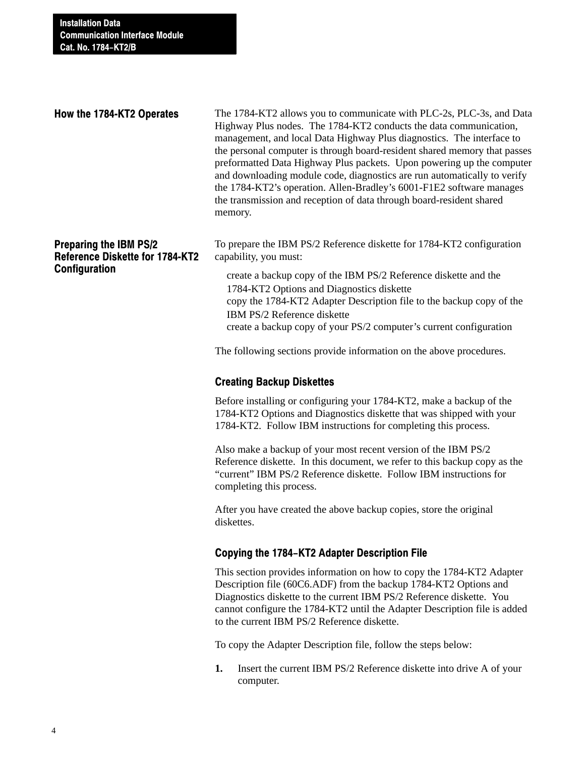## How the 1784-KT2 Operates

The 1784-KT2 allows you to communicate with PLC-2s, PLC-3s, and Data Highway Plus nodes. The 1784-KT2 conducts the data communication, management, and local Data Highway Plus diagnostics. The interface to the personal computer is through board-resident shared memory that passes preformatted Data Highway Plus packets. Upon powering up the computer and downloading module code, diagnostics are run automatically to verify the 1784-KT2's operation. Allen-Bradley's 6001-F1E2 software manages the transmission and reception of data through board-resident shared memory.

## Preparing the IBM PS/2 Reference Diskette for 1784-KT2 Configuration

To prepare the IBM PS/2 Reference diskette for 1784-KT2 configuration capability, you must:

- create a backup copy of the IBM PS/2 Reference diskette and the 1784-KT2 Options and Diagnostics diskette
- copy the 1784-KT2 Adapter Description file to the backup copy of the IBM PS/2 Reference diskette
- create a backup copy of your PS/2 computer's current configuration

The following sections provide information on the above procedures.

### Creating Backup Diskettes

Before installing or configuring your 1784-KT2, make a backup of the 1784-KT2 Options and Diagnostics diskette that was shipped with your 1784-KT2. Follow IBM instructions for completing this process.

Also make a backup of your most recent version of the IBM PS/2 Reference diskette. In this document, we refer to this backup copy as the "current" IBM PS/2 Reference diskette. Follow IBM instructions for completing this process.

After you have created the above backup copies, store the original diskettes.

### Copying the 1784-KT2 Adapter Description File

This section provides information on how to copy the 1784-KT2 Adapter Description file (60C6.ADF) from the backup 1784-KT2 Options and Diagnostics diskette to the current IBM PS/2 Reference diskette. You cannot configure the 1784-KT2 until the Adapter Description file is added to the current IBM PS/2 Reference diskette.

To copy the Adapter Description file, follow the steps below:

1. Insert the current IBM PS/2 Reference diskette into drive A of your computer.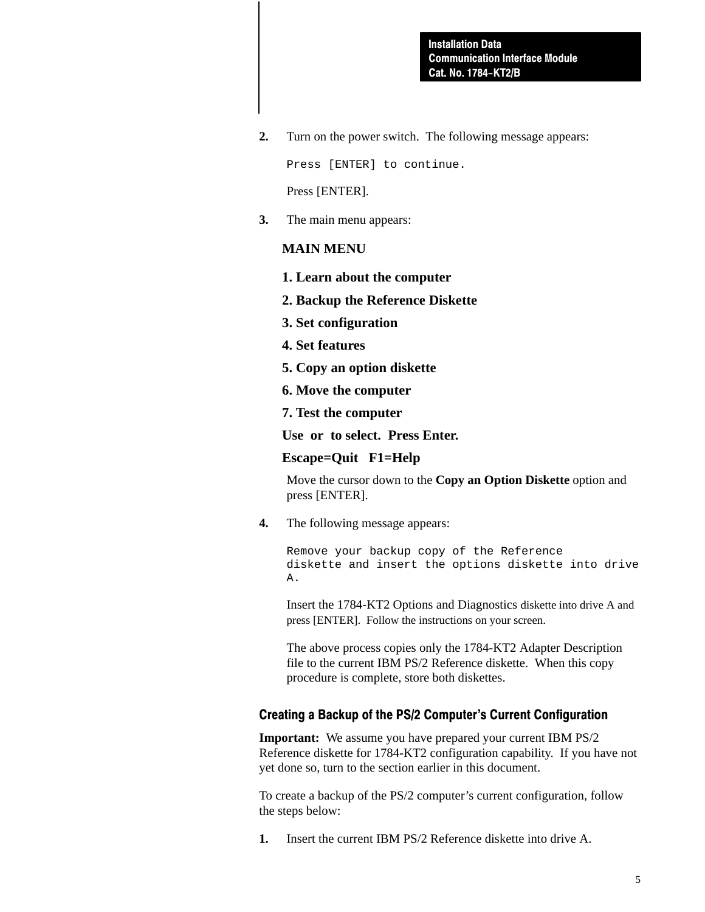**2.** Turn on the power switch. The following message appears:

```
Press [ENTER] to continue.
```

Press [ENTER].

**3.** The main menu appears:

**MAIN MENU**

**1. Learn about the computer**

**2. Backup the Reference Diskette**

**3. Set configuration**

**4. Set features**

**5. Copy an option diskette**

**6. Move the computer**

**7. Test the computer**

**Use or to select. Press Enter.**

**Escape=Quit F1=Help**

Move the cursor down to the **Copy an Option Diskette** option and press [ENTER].

**4.** The following message appears:

```
Remove your backup copy of the Reference
diskette and insert the options diskette into drive
A.
```

Insert the 1784-KT2 Options and Diagnostics diskette into drive A and press [ENTER]. Follow the instructions on your screen.

The above process copies only the 1784-KT2 Adapter Description file to the current IBM PS/2 Reference diskette. When this copy procedure is complete, store both diskettes.

### Creating a Backup of the PS/2 Computer's Current Configuration

**Important:** We assume you have prepared your current IBM PS/2 Reference diskette for 1784-KT2 configuration capability. If you have not yet done so, turn to the section earlier in this document.

To create a backup of the PS/2 computer's current configuration, follow the steps below:

**1.** Insert the current IBM PS/2 Reference diskette into drive A.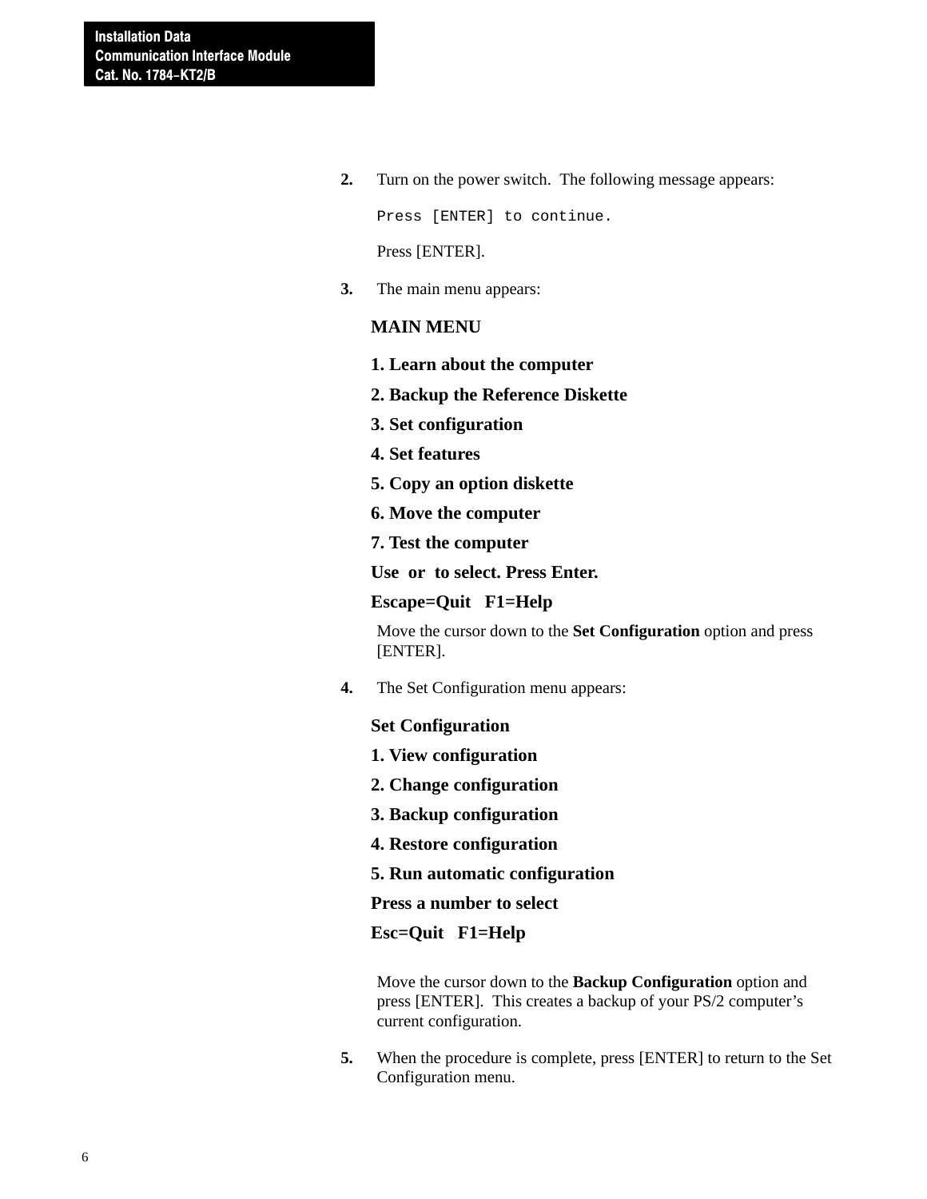2. Turn on the power switch. The following message appears:

```
Press [ENTER] to continue.
```

   Press [ENTER].

3. The main menu appears:

   **MAIN MENU**

   **1. Learn about the computer**

   **2. Backup the Reference Diskette**

   **3. Set configuration**

   **4. Set features**

   **5. Copy an option diskette**

   **6. Move the computer**

   **7. Test the computer**

   **Use or to select. Press Enter.**

   **Escape=Quit F1=Help**

   Move the cursor down to the **Set Configuration** option and press [ENTER].

4. The Set Configuration menu appears:

   **Set Configuration**

   **1. View configuration**

   **2. Change configuration**

   **3. Backup configuration**

   **4. Restore configuration**

   **5. Run automatic configuration**

   **Press a number to select**

   **Esc=Quit F1=Help**

   Move the cursor down to the **Backup Configuration** option and press [ENTER]. This creates a backup of your PS/2 computer's current configuration.

5. When the procedure is complete, press [ENTER] to return to the Set Configuration menu.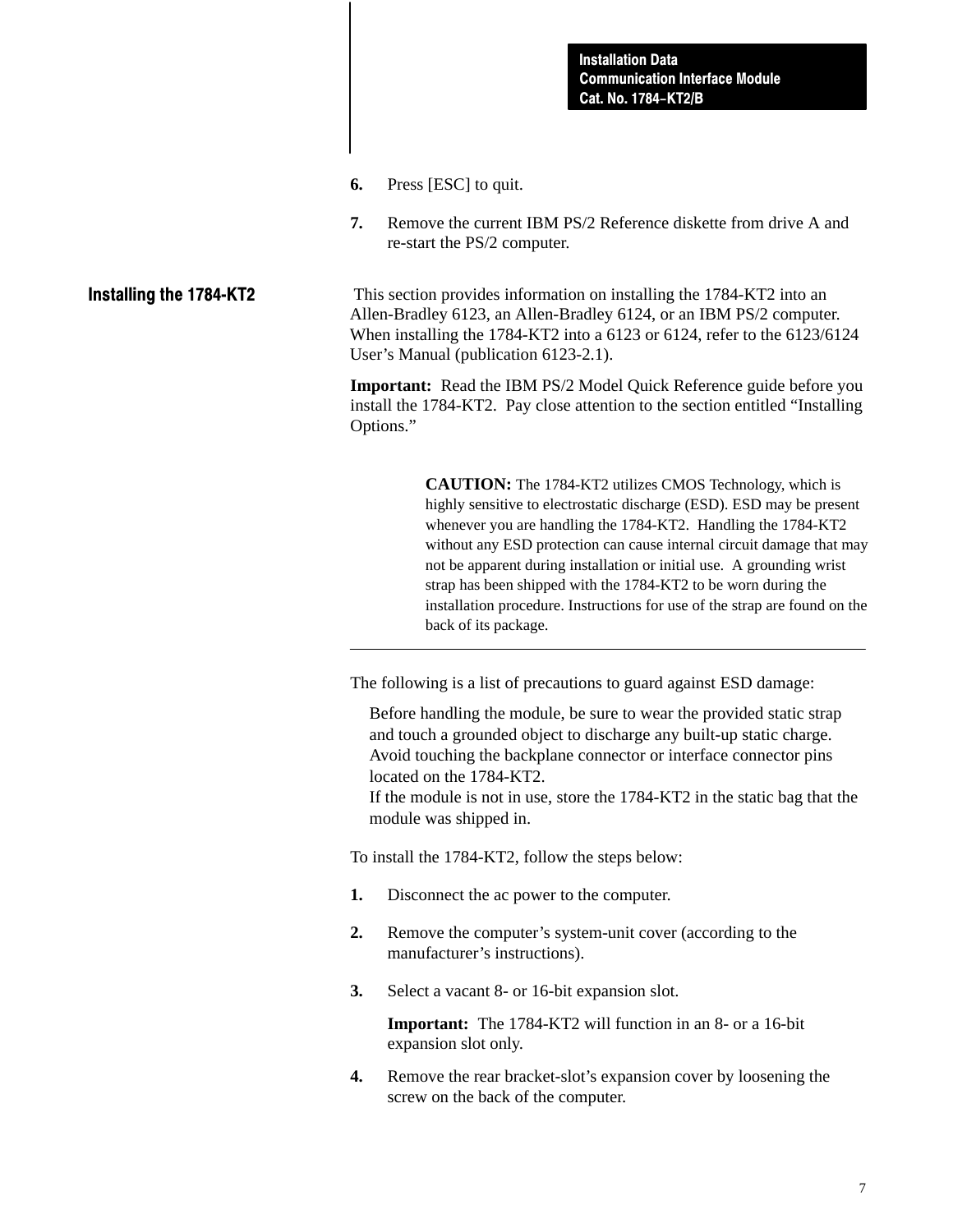6. Press [ESC] to quit.

7. Remove the current IBM PS/2 Reference diskette from drive A and re-start the PS/2 computer.

## Installing the 1784-KT2

This section provides information on installing the 1784-KT2 into an Allen-Bradley 6123, an Allen-Bradley 6124, or an IBM PS/2 computer. When installing the 1784-KT2 into a 6123 or 6124, refer to the 6123/6124 User's Manual (publication 6123-2.1).

**Important:** Read the IBM PS/2 Model Quick Reference guide before you install the 1784-KT2. Pay close attention to the section entitled "Installing Options."

**CAUTION:** The 1784-KT2 utilizes CMOS Technology, which is highly sensitive to electrostatic discharge (ESD). ESD may be present whenever you are handling the 1784-KT2. Handling the 1784-KT2 without any ESD protection can cause internal circuit damage that may not be apparent during installation or initial use. A grounding wrist strap has been shipped with the 1784-KT2 to be worn during the installation procedure. Instructions for use of the strap are found on the back of its package.

---

The following is a list of precautions to guard against ESD damage:

- Before handling the module, be sure to wear the provided static strap and touch a grounded object to discharge any built-up static charge.
- Avoid touching the backplane connector or interface connector pins located on the 1784-KT2.
- If the module is not in use, store the 1784-KT2 in the static bag that the module was shipped in.

To install the 1784-KT2, follow the steps below:

1. Disconnect the ac power to the computer.

2. Remove the computer's system-unit cover (according to the manufacturer's instructions).

3. Select a vacant 8- or 16-bit expansion slot.

   **Important:** The 1784-KT2 will function in an 8- or a 16-bit expansion slot only.

4. Remove the rear bracket-slot's expansion cover by loosening the screw on the back of the computer.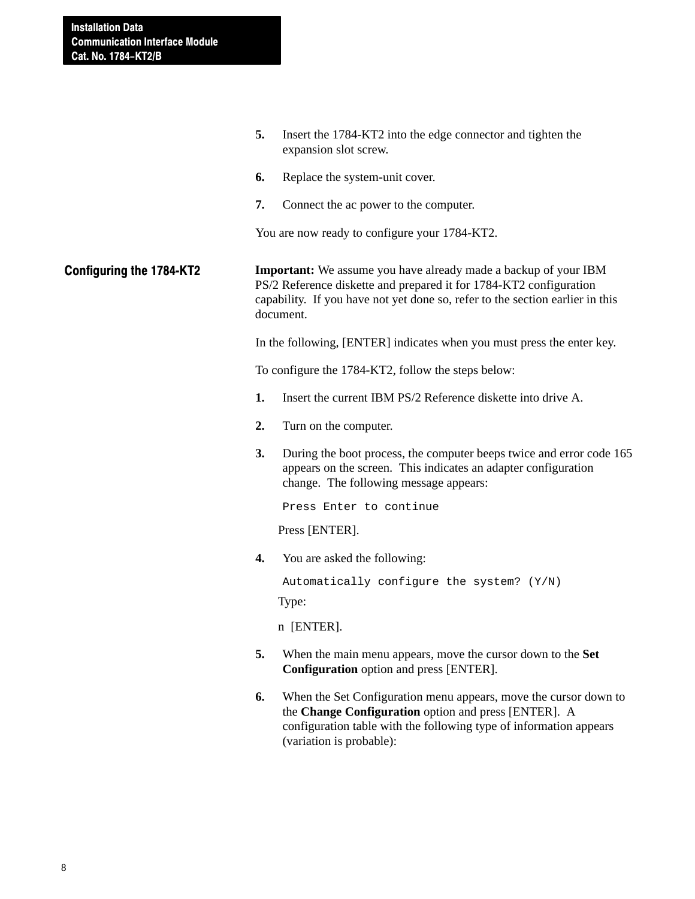5. Insert the 1784-KT2 into the edge connector and tighten the expansion slot screw.

6. Replace the system-unit cover.

7. Connect the ac power to the computer.

You are now ready to configure your 1784-KT2.

## Configuring the 1784-KT2

**Important:** We assume you have already made a backup of your IBM PS/2 Reference diskette and prepared it for 1784-KT2 configuration capability. If you have not yet done so, refer to the section earlier in this document.

In the following, [ENTER] indicates when you must press the enter key.

To configure the 1784-KT2, follow the steps below:

1. Insert the current IBM PS/2 Reference diskette into drive A.

2. Turn on the computer.

3. During the boot process, the computer beeps twice and error code 165 appears on the screen. This indicates an adapter configuration change. The following message appears:

   ```
   Press Enter to continue
   ```

   Press [ENTER].

4. You are asked the following:

   ```
   Automatically configure the system? (Y/N)
   ```

   Type:

   n [ENTER].

5. When the main menu appears, move the cursor down to the **Set Configuration** option and press [ENTER].

6. When the Set Configuration menu appears, move the cursor down to the **Change Configuration** option and press [ENTER]. A configuration table with the following type of information appears (variation is probable):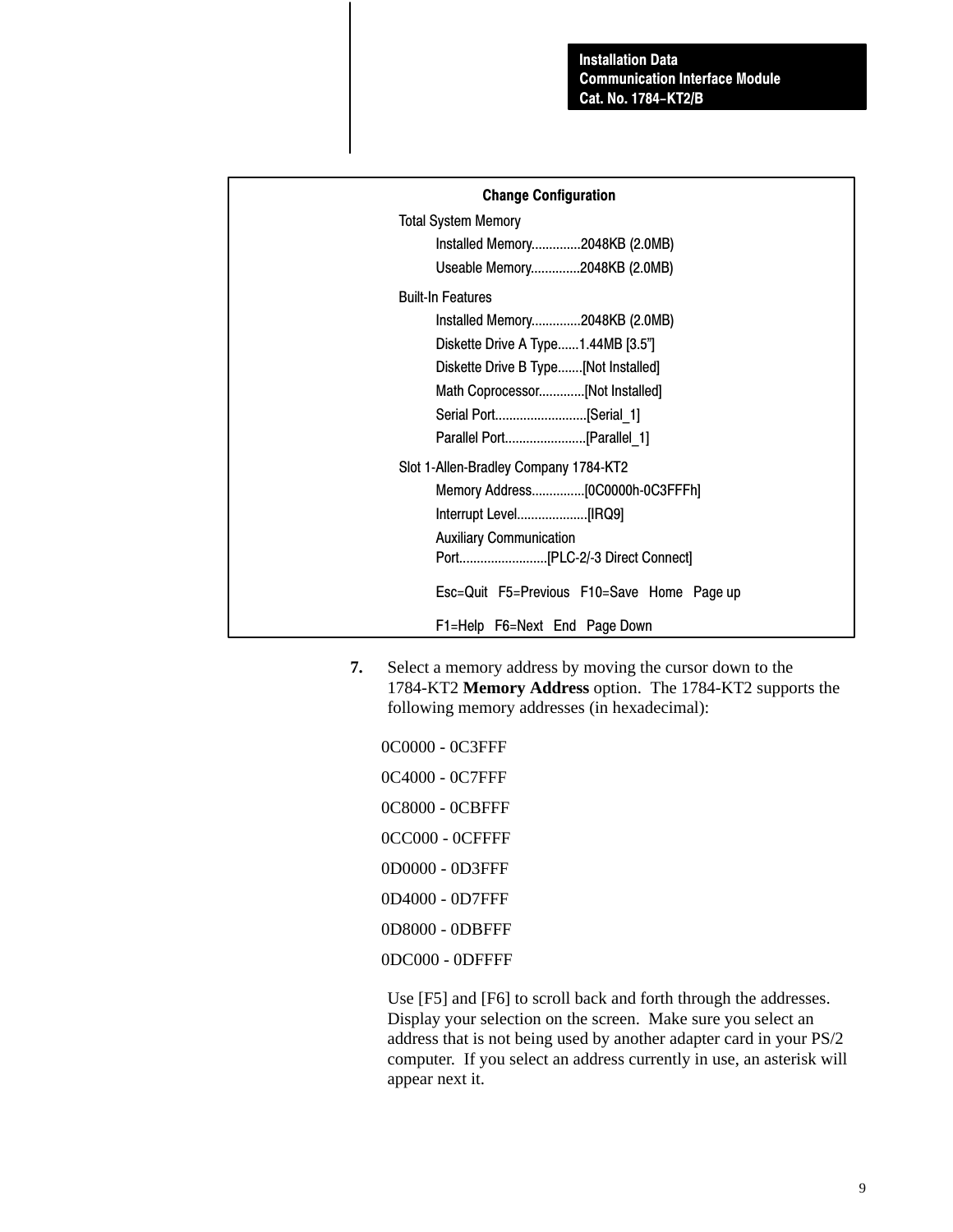**Change Configuration**

```
Total System Memory
    Installed Memory..............2048KB (2.0MB)
    Useable Memory..............2048KB (2.0MB)

Built-In Features
    Installed Memory..............2048KB (2.0MB)
    Diskette Drive A Type......1.44MB [3.5"]
    Diskette Drive B Type.......[Not Installed]
    Math Coprocessor.............[Not Installed]
    Serial Port..........................[Serial_1]
    Parallel Port.......................[Parallel_1]

Slot 1-Allen-Bradley Company 1784-KT2
    Memory Address...............[0C0000h-0C3FFFh]
    Interrupt Level....................[IRQ9]
    Auxiliary Communication
    Port.........................[PLC-2/-3 Direct Connect]

    Esc=Quit   F5=Previous   F10=Save   Home   Page up

    F1=Help   F6=Next   End   Page Down
```

**7.** Select a memory address by moving the cursor down to the 1784-KT2 **Memory Address** option. The 1784-KT2 supports the following memory addresses (in hexadecimal):

0C0000 - 0C3FFF

0C4000 - 0C7FFF

0C8000 - 0CBFFF

0CC000 - 0CFFFF

0D0000 - 0D3FFF

0D4000 - 0D7FFF

0D8000 - 0DBFFF

0DC000 - 0DFFFF

Use [F5] and [F6] to scroll back and forth through the addresses. Display your selection on the screen. Make sure you select an address that is not being used by another adapter card in your PS/2 computer. If you select an address currently in use, an asterisk will appear next it.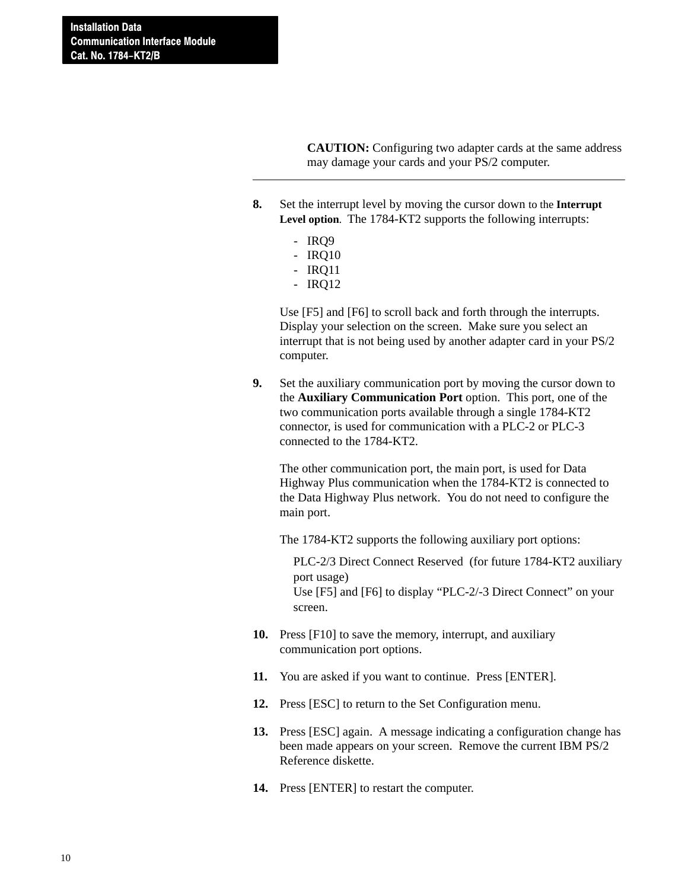**CAUTION:** Configuring two adapter cards at the same address may damage your cards and your PS/2 computer.

---

**8.** Set the interrupt level by moving the cursor down to the **Interrupt Level option**. The 1784-KT2 supports the following interrupts:

- IRQ9
- IRQ10
- IRQ11
- IRQ12

Use [F5] and [F6] to scroll back and forth through the interrupts. Display your selection on the screen. Make sure you select an interrupt that is not being used by another adapter card in your PS/2 computer.

**9.** Set the auxiliary communication port by moving the cursor down to the **Auxiliary Communication Port** option. This port, one of the two communication ports available through a single 1784-KT2 connector, is used for communication with a PLC-2 or PLC-3 connected to the 1784-KT2.

The other communication port, the main port, is used for Data Highway Plus communication when the 1784-KT2 is connected to the Data Highway Plus network. You do not need to configure the main port.

The 1784-KT2 supports the following auxiliary port options:

PLC-2/3 Direct Connect Reserved (for future 1784-KT2 auxiliary port usage)
Use [F5] and [F6] to display "PLC-2/-3 Direct Connect" on your screen.

**10.** Press [F10] to save the memory, interrupt, and auxiliary communication port options.

**11.** You are asked if you want to continue. Press [ENTER].

**12.** Press [ESC] to return to the Set Configuration menu.

**13.** Press [ESC] again. A message indicating a configuration change has been made appears on your screen. Remove the current IBM PS/2 Reference diskette.

**14.** Press [ENTER] to restart the computer.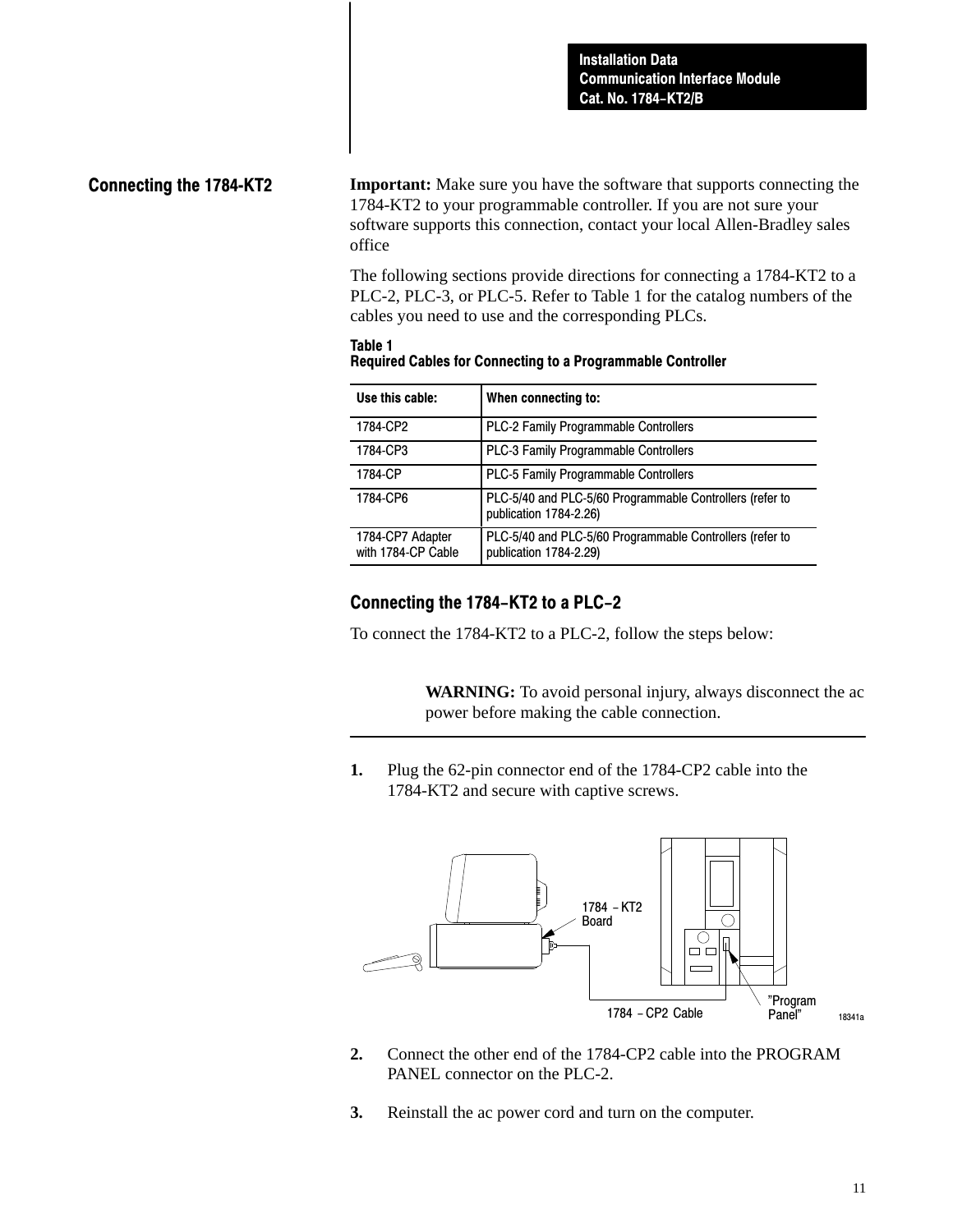## Connecting the 1784-KT2

**Important:** Make sure you have the software that supports connecting the 1784-KT2 to your programmable controller. If you are not sure your software supports this connection, contact your local Allen-Bradley sales office

The following sections provide directions for connecting a 1784-KT2 to a PLC-2, PLC-3, or PLC-5. Refer to Table 1 for the catalog numbers of the cables you need to use and the corresponding PLCs.

**Table 1**
**Required Cables for Connecting to a Programmable Controller**

| Use this cable: | When connecting to: |
|---|---|
| 1784-CP2 | PLC-2 Family Programmable Controllers |
| 1784-CP3 | PLC-3 Family Programmable Controllers |
| 1784-CP | PLC-5 Family Programmable Controllers |
| 1784-CP6 | PLC-5/40 and PLC-5/60 Programmable Controllers (refer to publication 1784-2.26) |
| 1784-CP7 Adapter with 1784-CP Cable | PLC-5/40 and PLC-5/60 Programmable Controllers (refer to publication 1784-2.29) |

### Connecting the 1784–KT2 to a PLC–2

To connect the 1784-KT2 to a PLC-2, follow the steps below:

**WARNING:** To avoid personal injury, always disconnect the ac power before making the cable connection.

1. Plug the 62-pin connector end of the 1784-CP2 cable into the 1784-KT2 and secure with captive screws.

1784 – KT2 Board

1784 – CP2 Cable

"Program Panel"

18341a

2. Connect the other end of the 1784-CP2 cable into the PROGRAM PANEL connector on the PLC-2.

3. Reinstall the ac power cord and turn on the computer.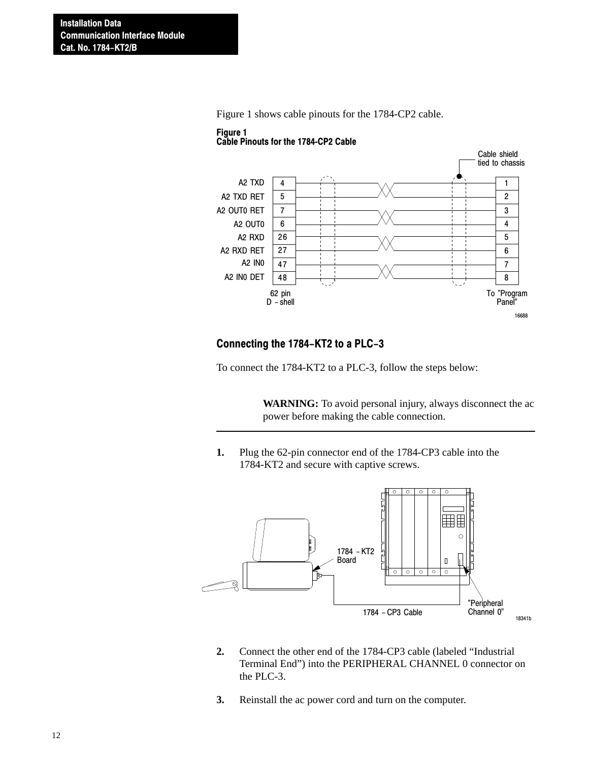Figure 1 shows cable pinouts for the 1784-CP2 cable.

**Figure 1**
**Cable Pinouts for the 1784-CP2 Cable**

Cable shield tied to chassis

A2 TXD 4 — 1
A2 TXD RET 5 — 2
A2 OUT0 RET 7 — 3
A2 OUT0 6 — 4
A2 RXD 26 — 5
A2 RXD RET 27 — 6
A2 IN0 47 — 7
A2 IN0 DET 48 — 8

62 pin D – shell

To "Program Panel"

16688

## Connecting the 1784–KT2 to a PLC–3

To connect the 1784-KT2 to a PLC-3, follow the steps below:

> **WARNING:** To avoid personal injury, always disconnect the ac power before making the cable connection.

1. Plug the 62-pin connector end of the 1784-CP3 cable into the 1784-KT2 and secure with captive screws.

1784 – KT2 Board

1784 – CP3 Cable

"Peripheral Channel 0"

18341b

2. Connect the other end of the 1784-CP3 cable (labeled "Industrial Terminal End") into the PERIPHERAL CHANNEL 0 connector on the PLC-3.

3. Reinstall the ac power cord and turn on the computer.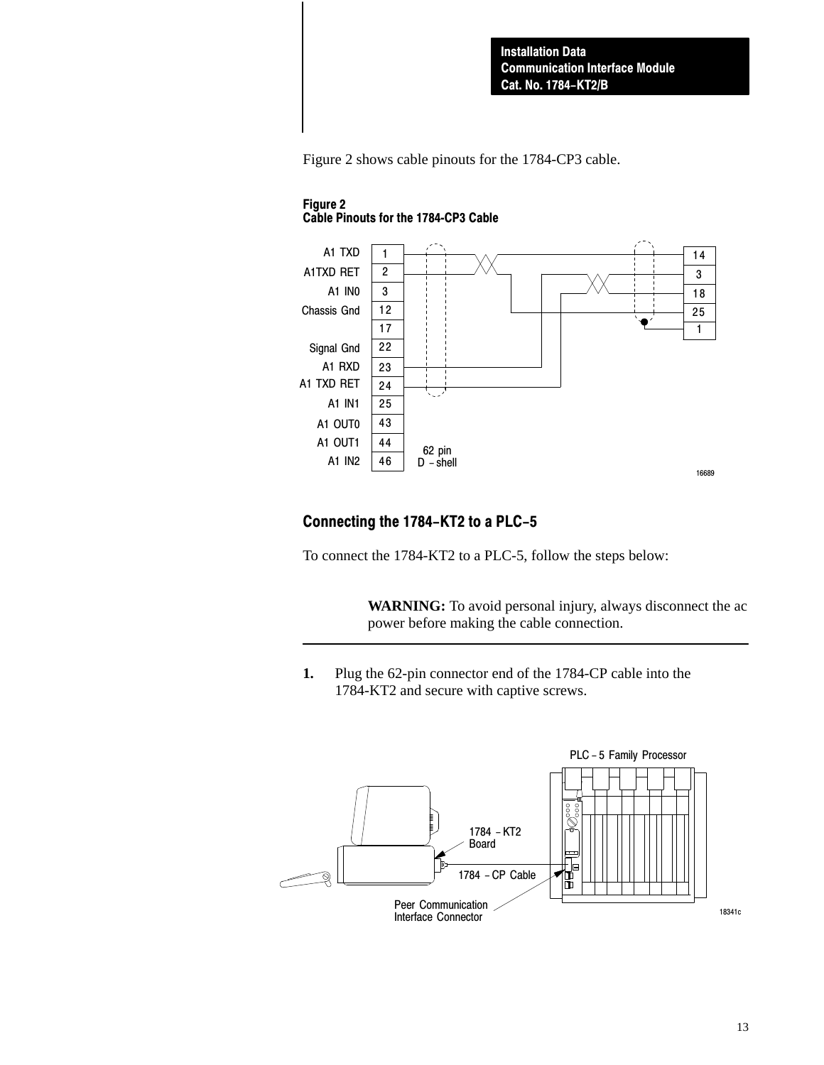Figure 2 shows cable pinouts for the 1784-CP3 cable.

**Figure 2**
**Cable Pinouts for the 1784-CP3 Cable**

A1 TXD 1
A1TXD RET 2
A1 IN0 3
Chassis Gnd 12
17
Signal Gnd 22
A1 RXD 23
A1 TXD RET 24
A1 IN1 25
A1 OUT0 43
A1 OUT1 44
A1 IN2 46

62 pin
D – shell

14
3
18
25
1

16689

## Connecting the 1784-KT2 to a PLC-5

To connect the 1784-KT2 to a PLC-5, follow the steps below:

> **WARNING:** To avoid personal injury, always disconnect the ac power before making the cable connection.

1. Plug the 62-pin connector end of the 1784-CP cable into the 1784-KT2 and secure with captive screws.

PLC – 5 Family Processor
1784 – KT2
Board
1784 – CP Cable
Peer Communication
Interface Connector
18341c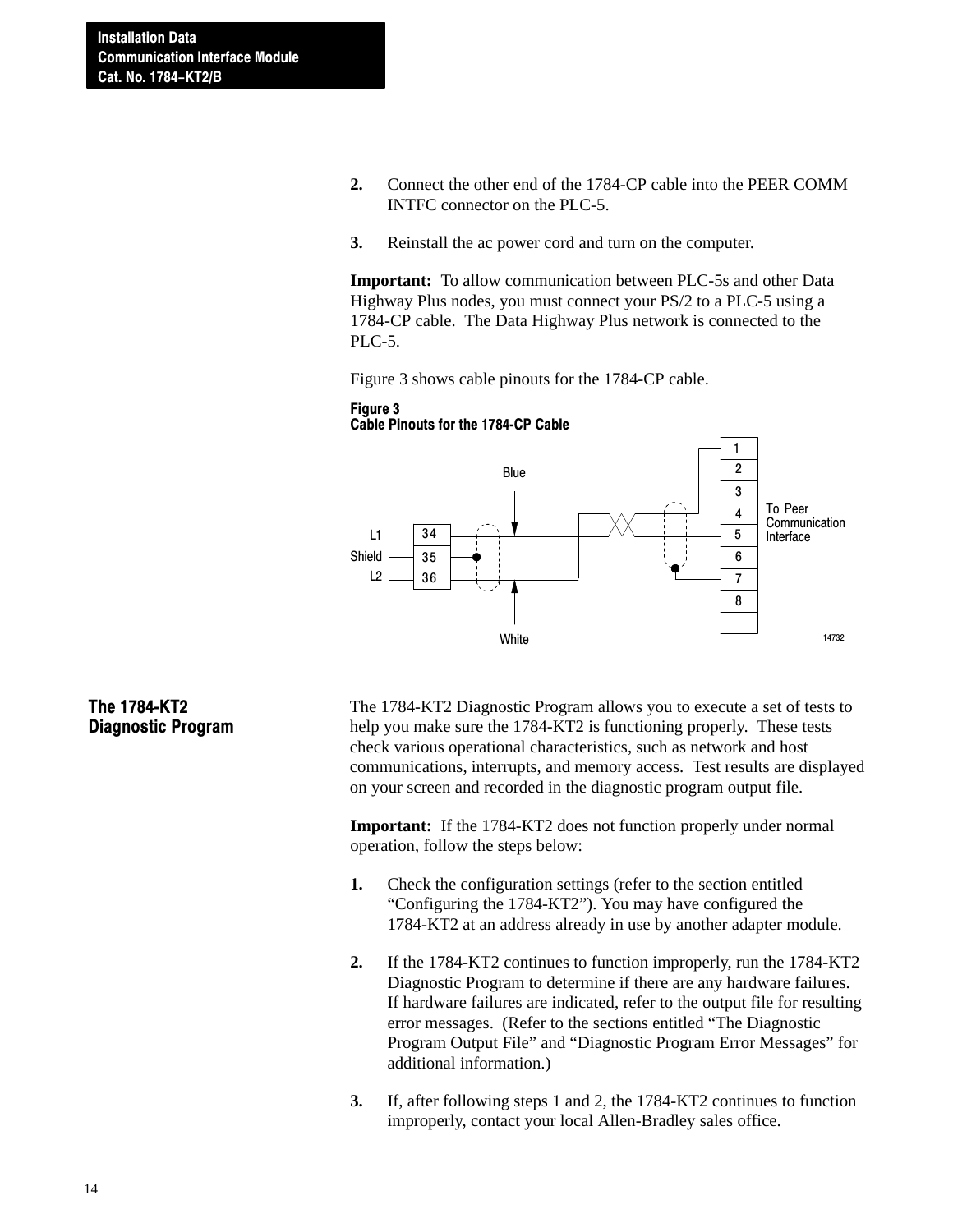2. Connect the other end of the 1784-CP cable into the PEER COMM INTFC connector on the PLC-5.

3. Reinstall the ac power cord and turn on the computer.

**Important:** To allow communication between PLC-5s and other Data Highway Plus nodes, you must connect your PS/2 to a PLC-5 using a 1784-CP cable. The Data Highway Plus network is connected to the PLC-5.

Figure 3 shows cable pinouts for the 1784-CP cable.

**Figure 3**
**Cable Pinouts for the 1784-CP Cable**

Blue

L1
Shield
L2

34
35
36

1
2
3
4
5
6
7
8

To Peer Communication Interface

White

14732

## The 1784-KT2 Diagnostic Program

The 1784-KT2 Diagnostic Program allows you to execute a set of tests to help you make sure the 1784-KT2 is functioning properly. These tests check various operational characteristics, such as network and host communications, interrupts, and memory access. Test results are displayed on your screen and recorded in the diagnostic program output file.

**Important:** If the 1784-KT2 does not function properly under normal operation, follow the steps below:

1. Check the configuration settings (refer to the section entitled "Configuring the 1784-KT2"). You may have configured the 1784-KT2 at an address already in use by another adapter module.

2. If the 1784-KT2 continues to function improperly, run the 1784-KT2 Diagnostic Program to determine if there are any hardware failures. If hardware failures are indicated, refer to the output file for resulting error messages. (Refer to the sections entitled "The Diagnostic Program Output File" and "Diagnostic Program Error Messages" for additional information.)

3. If, after following steps 1 and 2, the 1784-KT2 continues to function improperly, contact your local Allen-Bradley sales office.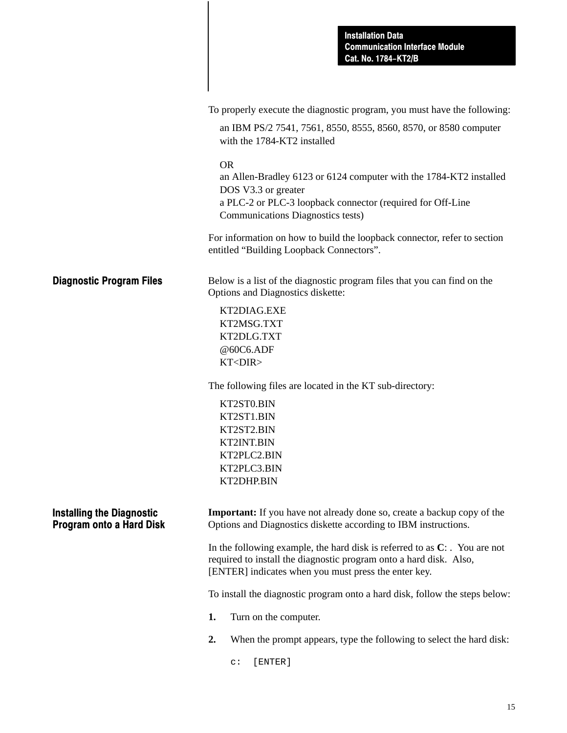To properly execute the diagnostic program, you must have the following:

- an IBM PS/2 7541, 7561, 8550, 8555, 8560, 8570, or 8580 computer with the 1784-KT2 installed

  OR
  an Allen-Bradley 6123 or 6124 computer with the 1784-KT2 installed
- DOS V3.3 or greater
- a PLC-2 or PLC-3 loopback connector (required for Off-Line Communications Diagnostics tests)

For information on how to build the loopback connector, refer to section entitled “Building Loopback Connectors”.

## Diagnostic Program Files

Below is a list of the diagnostic program files that you can find on the Options and Diagnostics diskette:

- KT2DIAG.EXE
- KT2MSG.TXT
- KT2DLG.TXT
- @60C6.ADF
- KT<DIR>

The following files are located in the KT sub-directory:

- KT2ST0.BIN
- KT2ST1.BIN
- KT2ST2.BIN
- KT2INT.BIN
- KT2PLC2.BIN
- KT2PLC3.BIN
- KT2DHP.BIN

## Installing the Diagnostic Program onto a Hard Disk

**Important:** If you have not already done so, create a backup copy of the Options and Diagnostics diskette according to IBM instructions.

In the following example, the hard disk is referred to as **C**: . You are not required to install the diagnostic program onto a hard disk. Also, [ENTER] indicates when you must press the enter key.

To install the diagnostic program onto a hard disk, follow the steps below:

**1.** Turn on the computer.

**2.** When the prompt appears, type the following to select the hard disk:

```
c:  [ENTER]
```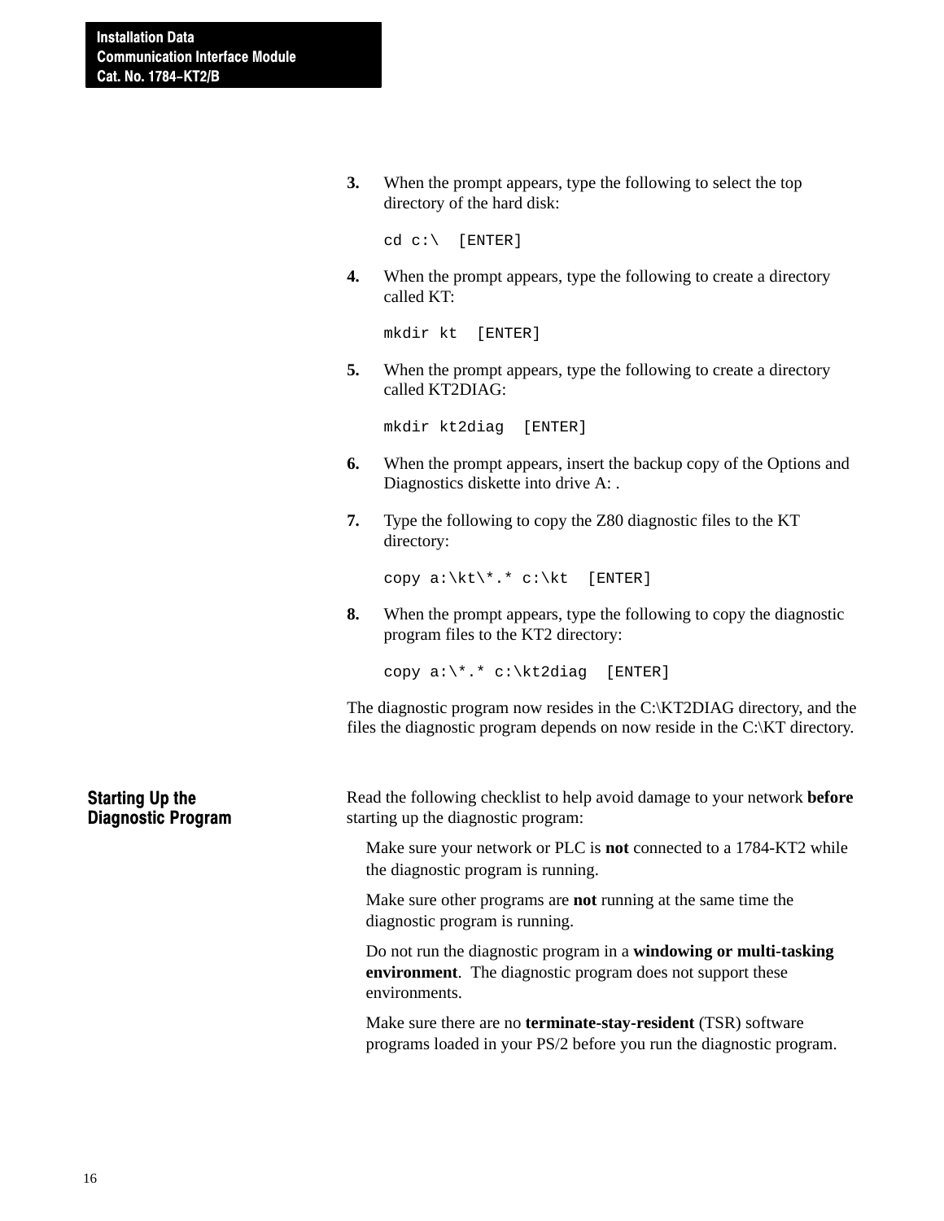3. When the prompt appears, type the following to select the top directory of the hard disk:

```
cd c:\  [ENTER]
```

4. When the prompt appears, type the following to create a directory called KT:

```
mkdir kt  [ENTER]
```

5. When the prompt appears, type the following to create a directory called KT2DIAG:

```
mkdir kt2diag  [ENTER]
```

6. When the prompt appears, insert the backup copy of the Options and Diagnostics diskette into drive A: .

7. Type the following to copy the Z80 diagnostic files to the KT directory:

```
copy a:\kt\*.* c:\kt  [ENTER]
```

8. When the prompt appears, type the following to copy the diagnostic program files to the KT2 directory:

```
copy a:\*.* c:\kt2diag  [ENTER]
```

The diagnostic program now resides in the C:\KT2DIAG directory, and the files the diagnostic program depends on now reside in the C:\KT directory.

## Starting Up the Diagnostic Program

Read the following checklist to help avoid damage to your network **before** starting up the diagnostic program:

- Make sure your network or PLC is **not** connected to a 1784-KT2 while the diagnostic program is running.
- Make sure other programs are **not** running at the same time the diagnostic program is running.
- Do not run the diagnostic program in a **windowing or multi-tasking environment**. The diagnostic program does not support these environments.
- Make sure there are no **terminate-stay-resident** (TSR) software programs loaded in your PS/2 before you run the diagnostic program.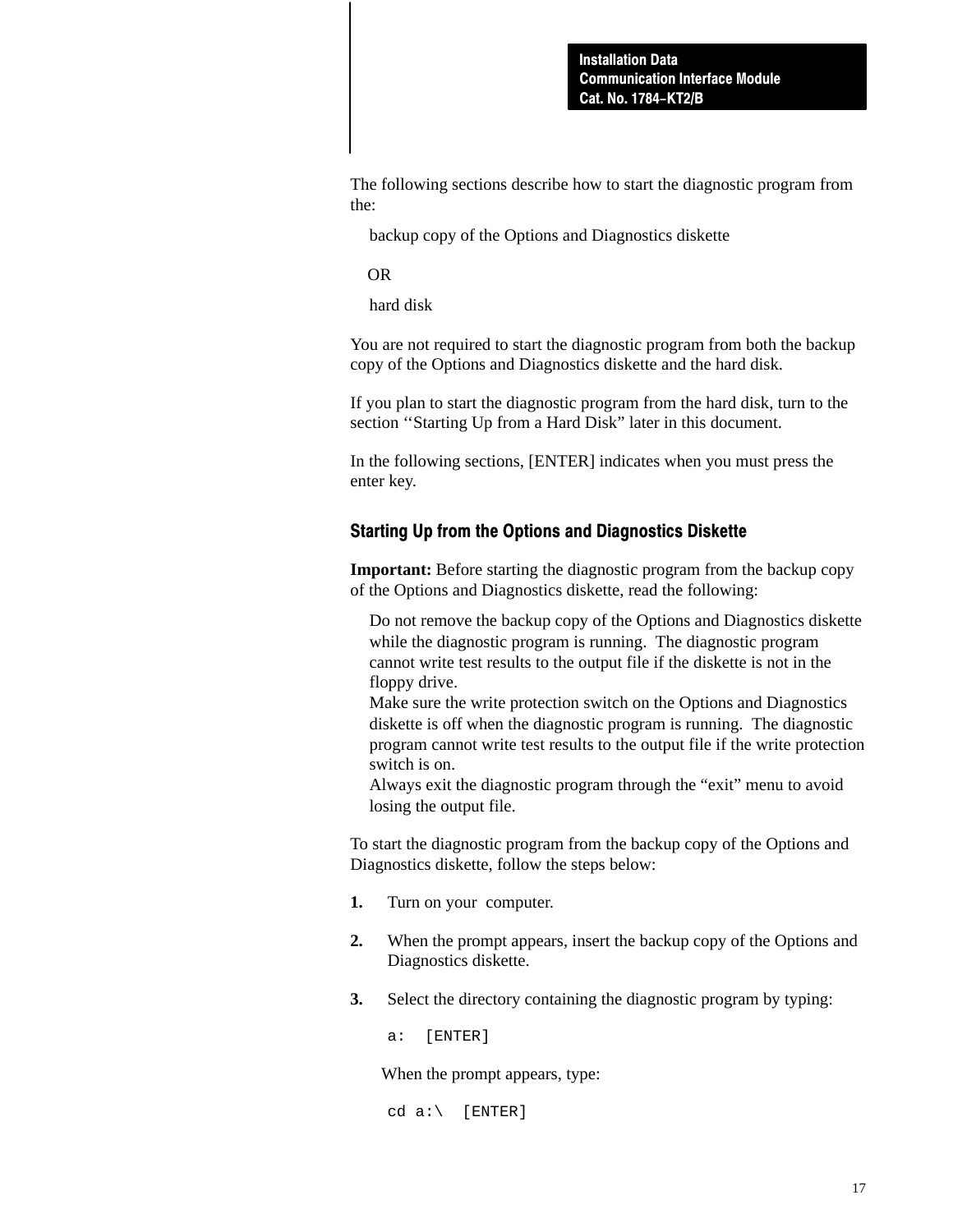The following sections describe how to start the diagnostic program from the:

- backup copy of the Options and Diagnostics diskette

  OR

- hard disk

You are not required to start the diagnostic program from both the backup copy of the Options and Diagnostics diskette and the hard disk.

If you plan to start the diagnostic program from the hard disk, turn to the section ‘‘Starting Up from a Hard Disk” later in this document.

In the following sections, [ENTER] indicates when you must press the enter key.

### Starting Up from the Options and Diagnostics Diskette

**Important:** Before starting the diagnostic program from the backup copy of the Options and Diagnostics diskette, read the following:

- Do not remove the backup copy of the Options and Diagnostics diskette while the diagnostic program is running. The diagnostic program cannot write test results to the output file if the diskette is not in the floppy drive.
- Make sure the write protection switch on the Options and Diagnostics diskette is off when the diagnostic program is running. The diagnostic program cannot write test results to the output file if the write protection switch is on.
- Always exit the diagnostic program through the “exit” menu to avoid losing the output file.

To start the diagnostic program from the backup copy of the Options and Diagnostics diskette, follow the steps below:

**1.** Turn on your computer.

**2.** When the prompt appears, insert the backup copy of the Options and Diagnostics diskette.

**3.** Select the directory containing the diagnostic program by typing:

```
a:  [ENTER]
```

When the prompt appears, type:

```
cd a:\  [ENTER]
```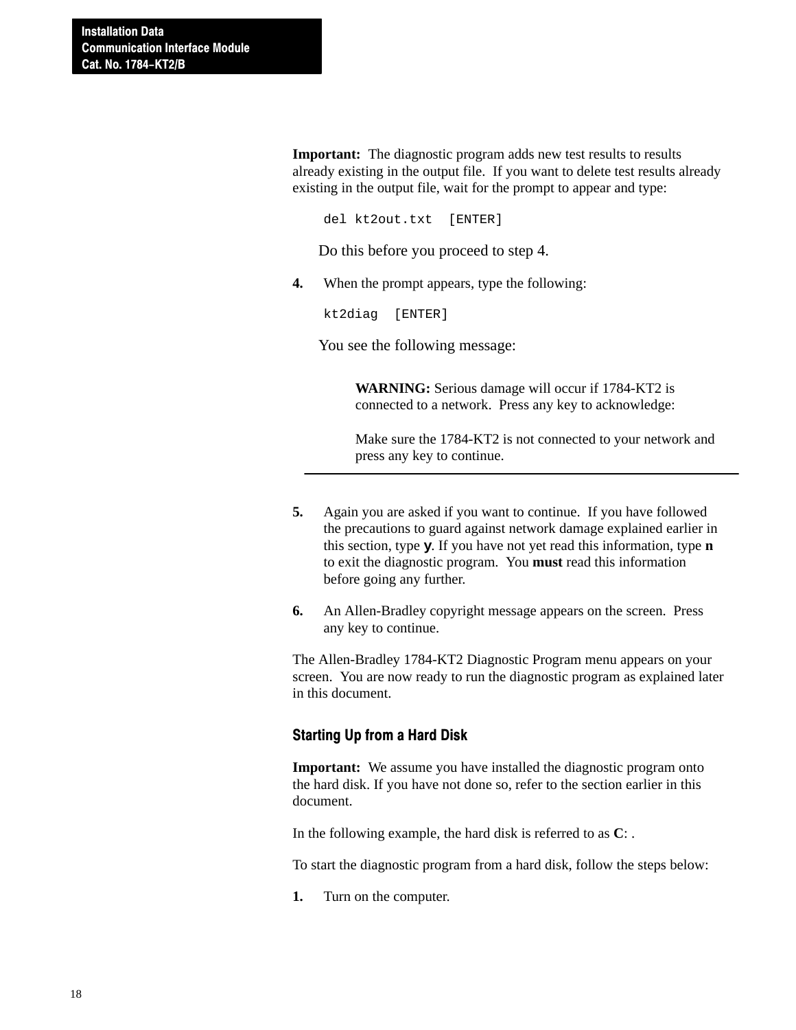**Important:** The diagnostic program adds new test results to results already existing in the output file. If you want to delete test results already existing in the output file, wait for the prompt to appear and type:

```
del kt2out.txt  [ENTER]
```

Do this before you proceed to step 4.

**4.** When the prompt appears, type the following:

```
kt2diag  [ENTER]
```

You see the following message:

> **WARNING:** Serious damage will occur if 1784-KT2 is connected to a network. Press any key to acknowledge:
>
> Make sure the 1784-KT2 is not connected to your network and press any key to continue.

---

**5.** Again you are asked if you want to continue. If you have followed the precautions to guard against network damage explained earlier in this section, type **y**. If you have not yet read this information, type **n** to exit the diagnostic program. You **must** read this information before going any further.

**6.** An Allen-Bradley copyright message appears on the screen. Press any key to continue.

The Allen-Bradley 1784-KT2 Diagnostic Program menu appears on your screen. You are now ready to run the diagnostic program as explained later in this document.

### Starting Up from a Hard Disk

**Important:** We assume you have installed the diagnostic program onto the hard disk. If you have not done so, refer to the section earlier in this document.

In the following example, the hard disk is referred to as **C**: .

To start the diagnostic program from a hard disk, follow the steps below:

**1.** Turn on the computer.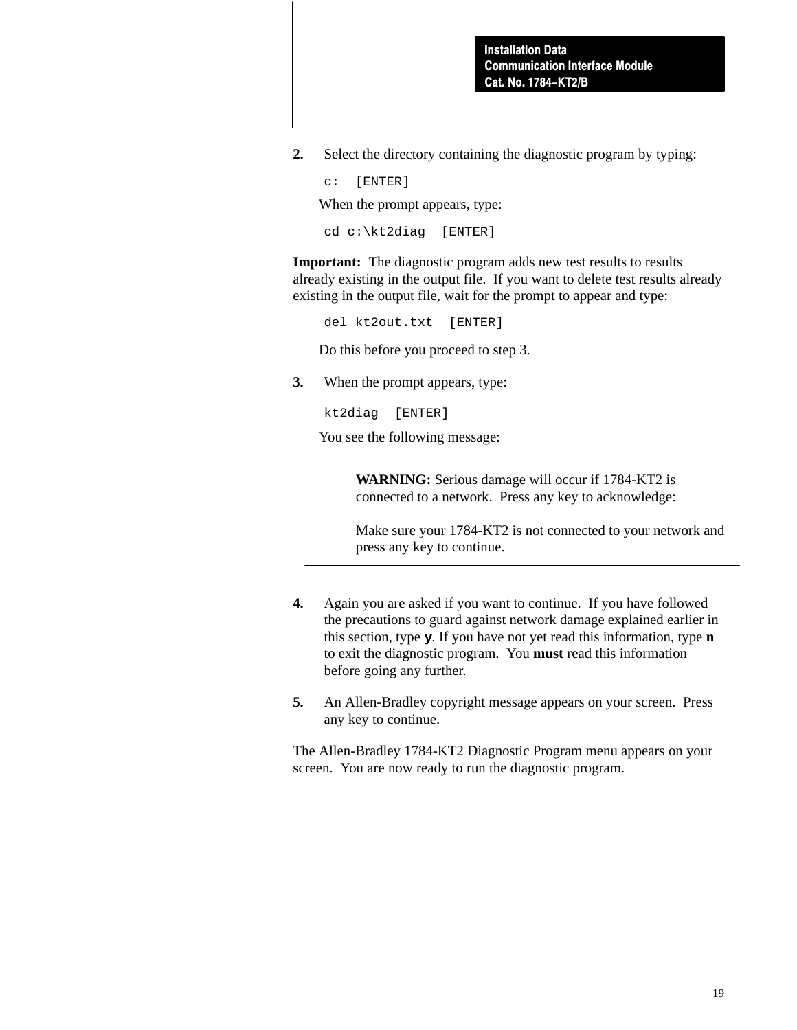2. Select the directory containing the diagnostic program by typing:

```
c:  [ENTER]
```

When the prompt appears, type:

```
cd c:\kt2diag  [ENTER]
```

**Important:** The diagnostic program adds new test results to results already existing in the output file. If you want to delete test results already existing in the output file, wait for the prompt to appear and type:

```
del kt2out.txt  [ENTER]
```

Do this before you proceed to step 3.

3. When the prompt appears, type:

```
kt2diag  [ENTER]
```

You see the following message:

> **WARNING:** Serious damage will occur if 1784-KT2 is connected to a network. Press any key to acknowledge:
>
> Make sure your 1784-KT2 is not connected to your network and press any key to continue.

4. Again you are asked if you want to continue. If you have followed the precautions to guard against network damage explained earlier in this section, type **y**. If you have not yet read this information, type **n** to exit the diagnostic program. You **must** read this information before going any further.

5. An Allen-Bradley copyright message appears on your screen. Press any key to continue.

The Allen-Bradley 1784-KT2 Diagnostic Program menu appears on your screen. You are now ready to run the diagnostic program.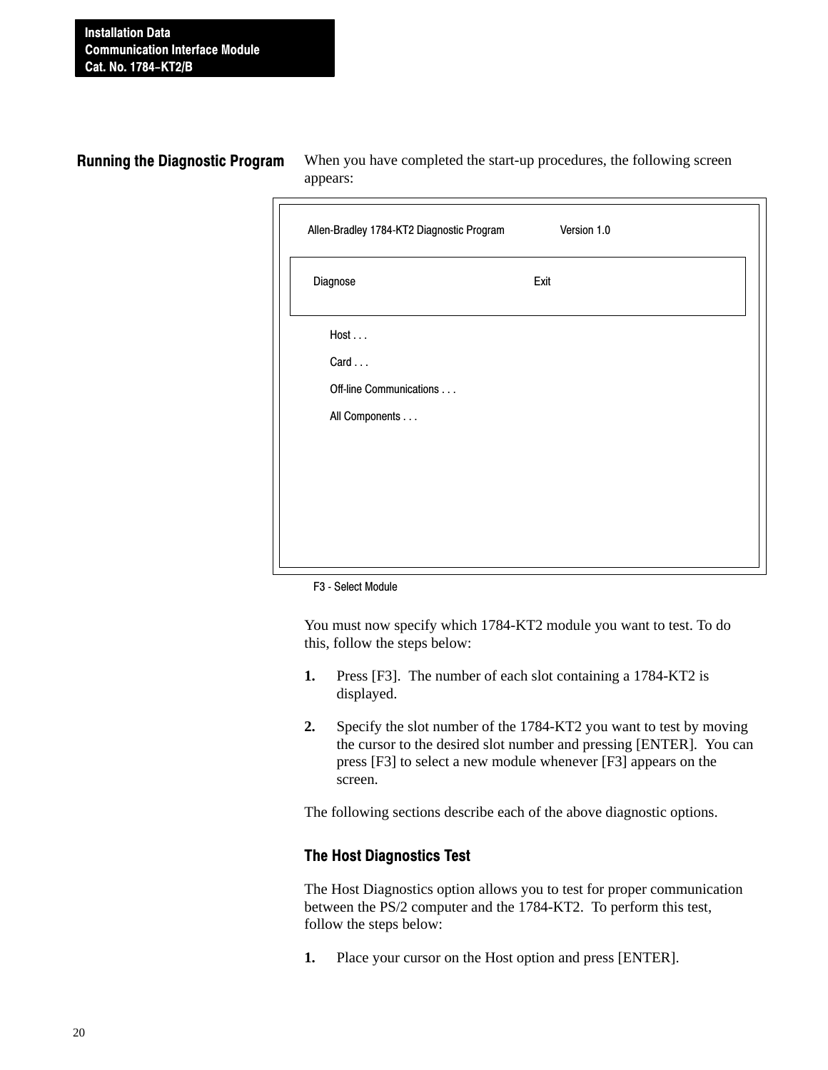## Running the Diagnostic Program

When you have completed the start-up procedures, the following screen appears:

```
Allen-Bradley 1784-KT2 Diagnostic Program          Version 1.0

  Diagnose                                  Exit

      Host . . .

      Card . . .

      Off-line Communications . . .

      All Components . . .

F3 - Select Module
```

You must now specify which 1784-KT2 module you want to test. To do this, follow the steps below:

1. Press [F3]. The number of each slot containing a 1784-KT2 is displayed.
2. Specify the slot number of the 1784-KT2 you want to test by moving the cursor to the desired slot number and pressing [ENTER]. You can press [F3] to select a new module whenever [F3] appears on the screen.

The following sections describe each of the above diagnostic options.

### The Host Diagnostics Test

The Host Diagnostics option allows you to test for proper communication between the PS/2 computer and the 1784-KT2. To perform this test, follow the steps below:

1. Place your cursor on the Host option and press [ENTER].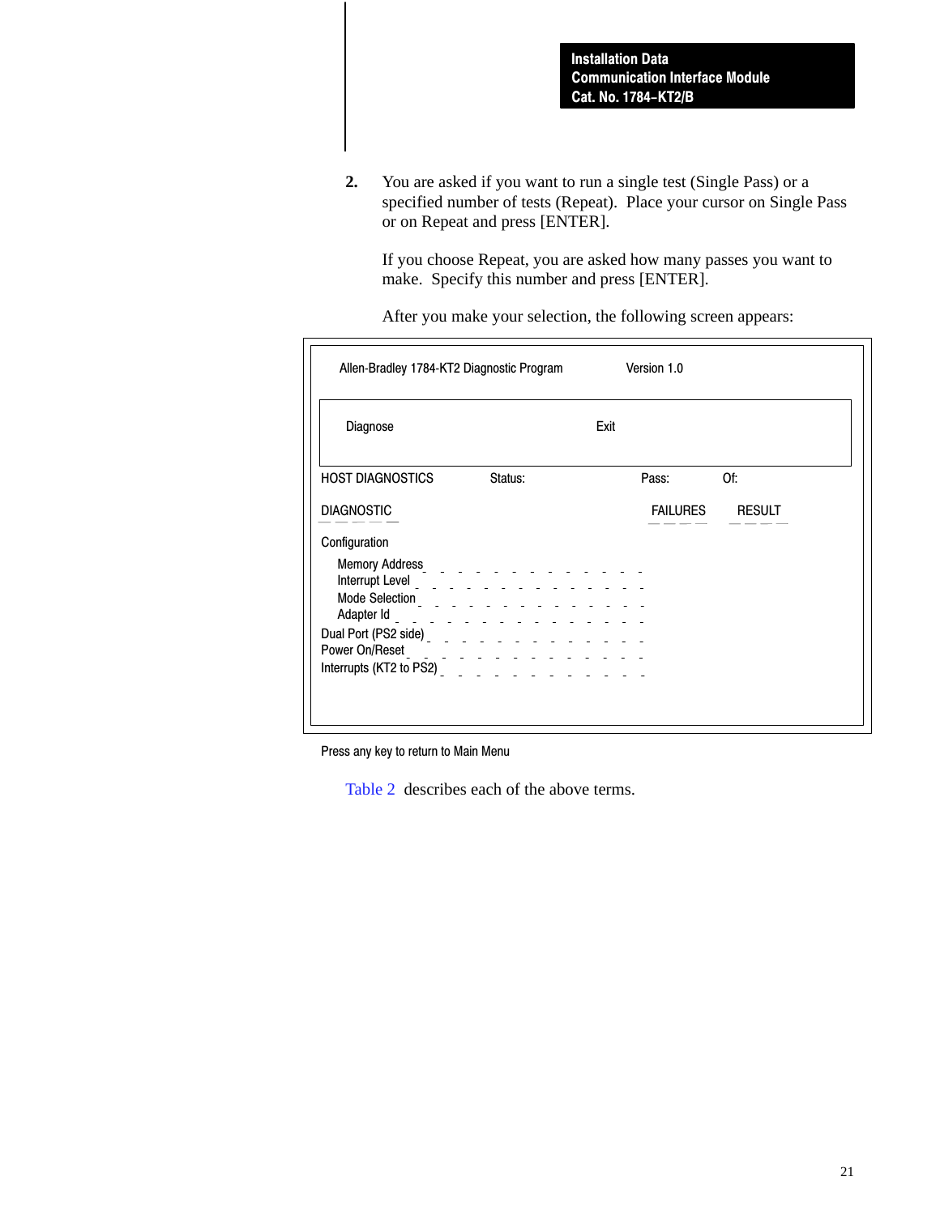2. You are asked if you want to run a single test (Single Pass) or a specified number of tests (Repeat). Place your cursor on Single Pass or on Repeat and press [ENTER].

   If you choose Repeat, you are asked how many passes you want to make. Specify this number and press [ENTER].

   After you make your selection, the following screen appears:

```
Allen-Bradley 1784-KT2 Diagnostic Program          Version 1.0

  Diagnose                              Exit

HOST DIAGNOSTICS        Status:              Pass:        Of:

DIAGNOSTIC                                    FAILURES     RESULT
_ _ _ _ _                                     _ _ _ _      _ _ _ _
Configuration
   Memory Address _ _ _ _ _ _ _ _ _ _ _ _ _ _
   Interrupt Level _ _ _ _ _ _ _ _ _ _ _ _ _ _
   Mode Selection _ _ _ _ _ _ _ _ _ _ _ _ _ _
   Adapter Id _ _ _ _ _ _ _ _ _ _ _ _ _ _ _
Dual Port (PS2 side) _ _ _ _ _ _ _ _ _ _ _ _ _
Power On/Reset _ _ _ _ _ _ _ _ _ _ _ _ _ _ _
Interrupts (KT2 to PS2) _ _ _ _ _ _ _ _ _ _ _ _
```

Press any key to return to Main Menu

Table 2 describes each of the above terms.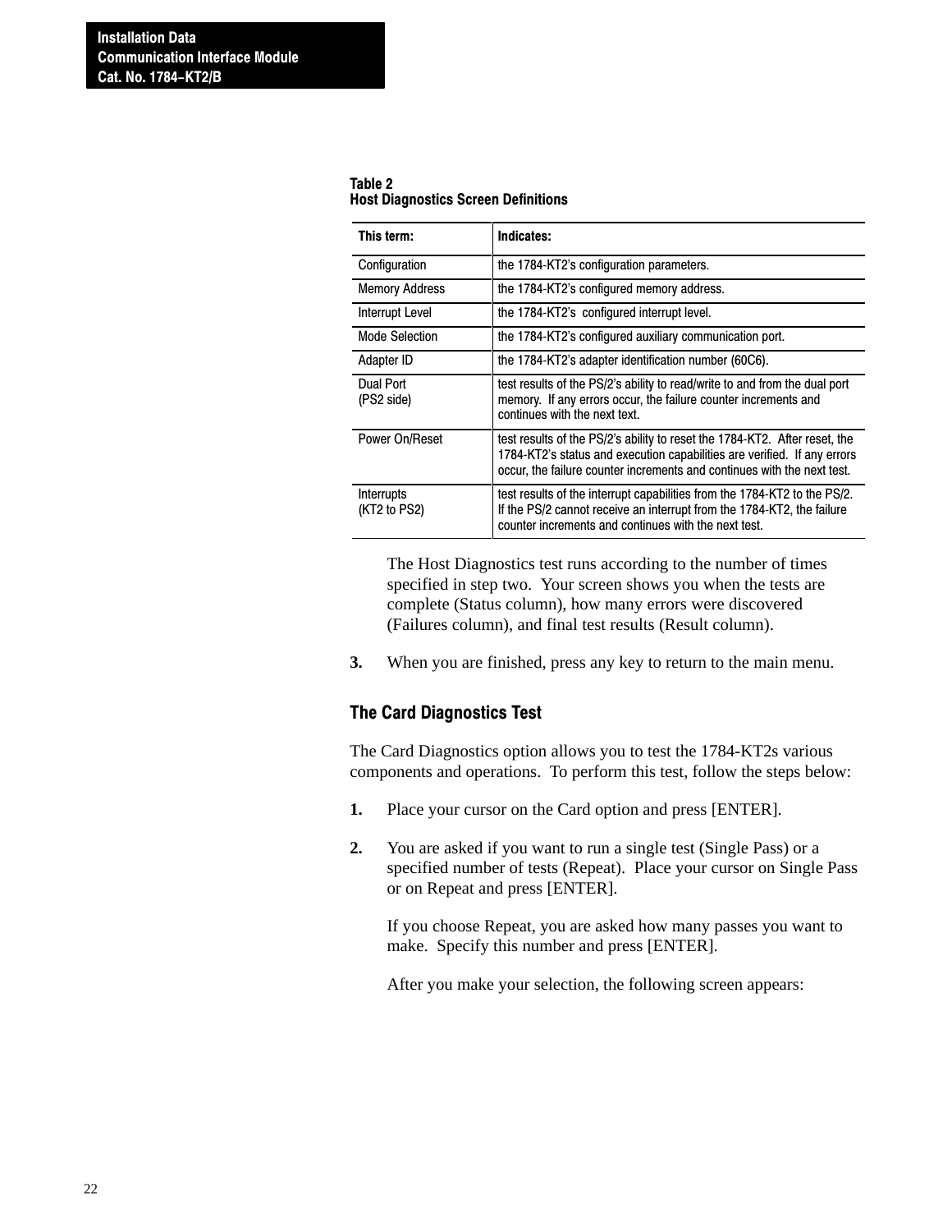**Table 2**
**Host Diagnostics Screen Definitions**

| This term: | Indicates: |
|---|---|
| Configuration | the 1784-KT2's configuration parameters. |
| Memory Address | the 1784-KT2's configured memory address. |
| Interrupt Level | the 1784-KT2's configured interrupt level. |
| Mode Selection | the 1784-KT2's configured auxiliary communication port. |
| Adapter ID | the 1784-KT2's adapter identification number (60C6). |
| Dual Port (PS2 side) | test results of the PS/2's ability to read/write to and from the dual port memory. If any errors occur, the failure counter increments and continues with the next text. |
| Power On/Reset | test results of the PS/2's ability to reset the 1784-KT2. After reset, the 1784-KT2's status and execution capabilities are verified. If any errors occur, the failure counter increments and continues with the next test. |
| Interrupts (KT2 to PS2) | test results of the interrupt capabilities from the 1784-KT2 to the PS/2. If the PS/2 cannot receive an interrupt from the 1784-KT2, the failure counter increments and continues with the next test. |

The Host Diagnostics test runs according to the number of times specified in step two. Your screen shows you when the tests are complete (Status column), how many errors were discovered (Failures column), and final test results (Result column).

**3.** When you are finished, press any key to return to the main menu.

## The Card Diagnostics Test

The Card Diagnostics option allows you to test the 1784-KT2s various components and operations. To perform this test, follow the steps below:

**1.** Place your cursor on the Card option and press [ENTER].

**2.** You are asked if you want to run a single test (Single Pass) or a specified number of tests (Repeat). Place your cursor on Single Pass or on Repeat and press [ENTER].

If you choose Repeat, you are asked how many passes you want to make. Specify this number and press [ENTER].

After you make your selection, the following screen appears: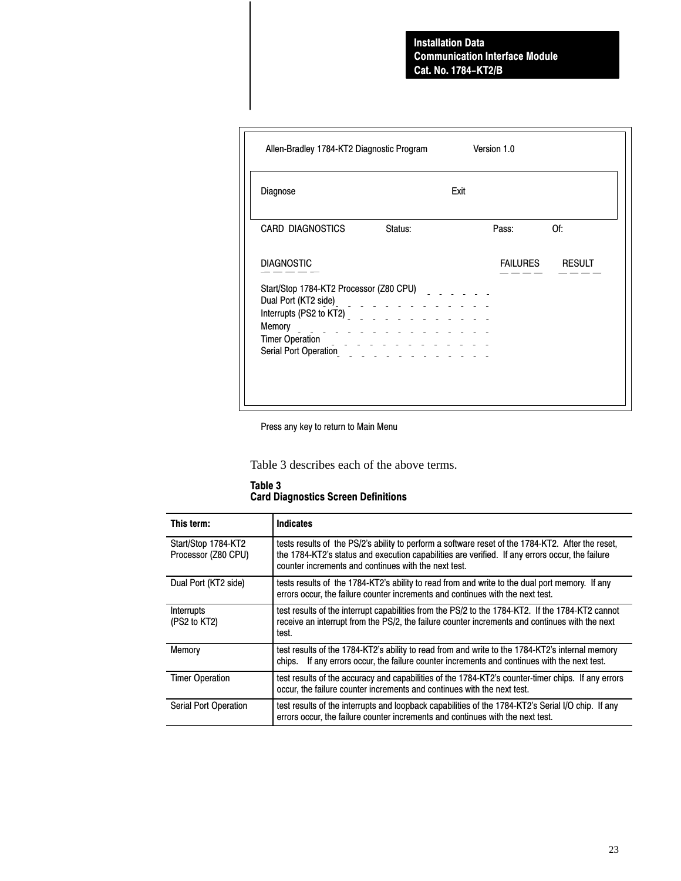```
Allen-Bradley 1784-KT2 Diagnostic Program                Version 1.0

Diagnose                                   Exit

CARD  DIAGNOSTICS            Status:                      Pass:          Of:

DIAGNOSTIC                                                 FAILURES      RESULT
_ _ _ _ _                                                  _ _ _ _       _ _ _ _

Start/Stop 1784-KT2 Processor (Z80 CPU)  - - - - - -
Dual Port (KT2 side) - - - - - - - - - - - - - -
Interrupts (PS2 to KT2) - - - - - - - - - - - - -
Memory - - - - - - - - - - - - - - - -
Timer Operation - - - - - - - - - - - - - -
Serial Port Operation - - - - - - - - - - - - -
```

Press any key to return to Main Menu

Table 3 describes each of the above terms.

**Table 3**
**Card Diagnostics Screen Definitions**

| This term: | Indicates |
|---|---|
| Start/Stop 1784-KT2 Processor (Z80 CPU) | tests results of the PS/2's ability to perform a software reset of the 1784-KT2. After the reset, the 1784-KT2's status and execution capabilities are verified. If any errors occur, the failure counter increments and continues with the next test. |
| Dual Port (KT2 side) | tests results of the 1784-KT2's ability to read from and write to the dual port memory. If any errors occur, the failure counter increments and continues with the next test. |
| Interrupts (PS2 to KT2) | test results of the interrupt capabilities from the PS/2 to the 1784-KT2. If the 1784-KT2 cannot receive an interrupt from the PS/2, the failure counter increments and continues with the next test. |
| Memory | test results of the 1784-KT2's ability to read from and write to the 1784-KT2's internal memory chips. If any errors occur, the failure counter increments and continues with the next test. |
| Timer Operation | test results of the accuracy and capabilities of the 1784-KT2's counter-timer chips. If any errors occur, the failure counter increments and continues with the next test. |
| Serial Port Operation | test results of the interrupts and loopback capabilities of the 1784-KT2's Serial I/O chip. If any errors occur, the failure counter increments and continues with the next test. |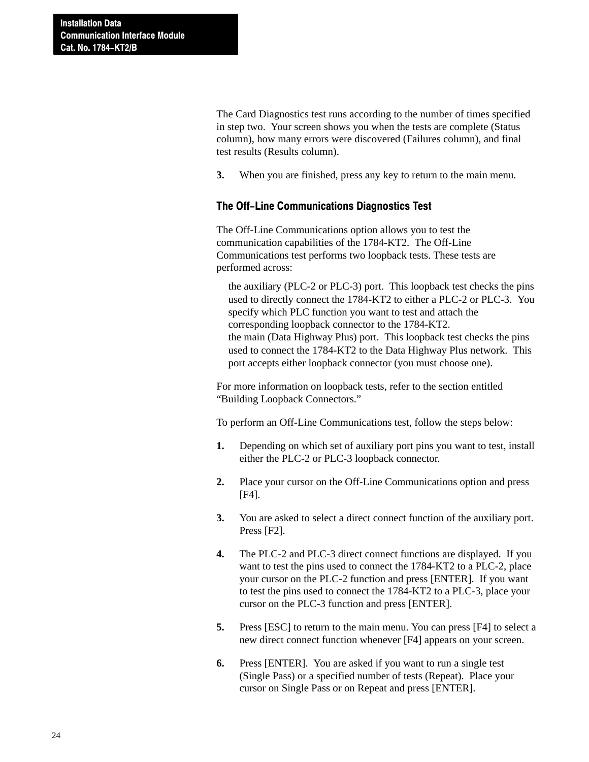The Card Diagnostics test runs according to the number of times specified in step two. Your screen shows you when the tests are complete (Status column), how many errors were discovered (Failures column), and final test results (Results column).

**3.** When you are finished, press any key to return to the main menu.

### The Off–Line Communications Diagnostics Test

The Off-Line Communications option allows you to test the communication capabilities of the 1784-KT2. The Off-Line Communications test performs two loopback tests. These tests are performed across:

- the auxiliary (PLC-2 or PLC-3) port. This loopback test checks the pins used to directly connect the 1784-KT2 to either a PLC-2 or PLC-3. You specify which PLC function you want to test and attach the corresponding loopback connector to the 1784-KT2.
- the main (Data Highway Plus) port. This loopback test checks the pins used to connect the 1784-KT2 to the Data Highway Plus network. This port accepts either loopback connector (you must choose one).

For more information on loopback tests, refer to the section entitled “Building Loopback Connectors.”

To perform an Off-Line Communications test, follow the steps below:

**1.** Depending on which set of auxiliary port pins you want to test, install either the PLC-2 or PLC-3 loopback connector.

**2.** Place your cursor on the Off-Line Communications option and press [F4].

**3.** You are asked to select a direct connect function of the auxiliary port. Press [F2].

**4.** The PLC-2 and PLC-3 direct connect functions are displayed. If you want to test the pins used to connect the 1784-KT2 to a PLC-2, place your cursor on the PLC-2 function and press [ENTER]. If you want to test the pins used to connect the 1784-KT2 to a PLC-3, place your cursor on the PLC-3 function and press [ENTER].

**5.** Press [ESC] to return to the main menu. You can press [F4] to select a new direct connect function whenever [F4] appears on your screen.

**6.** Press [ENTER]. You are asked if you want to run a single test (Single Pass) or a specified number of tests (Repeat). Place your cursor on Single Pass or on Repeat and press [ENTER].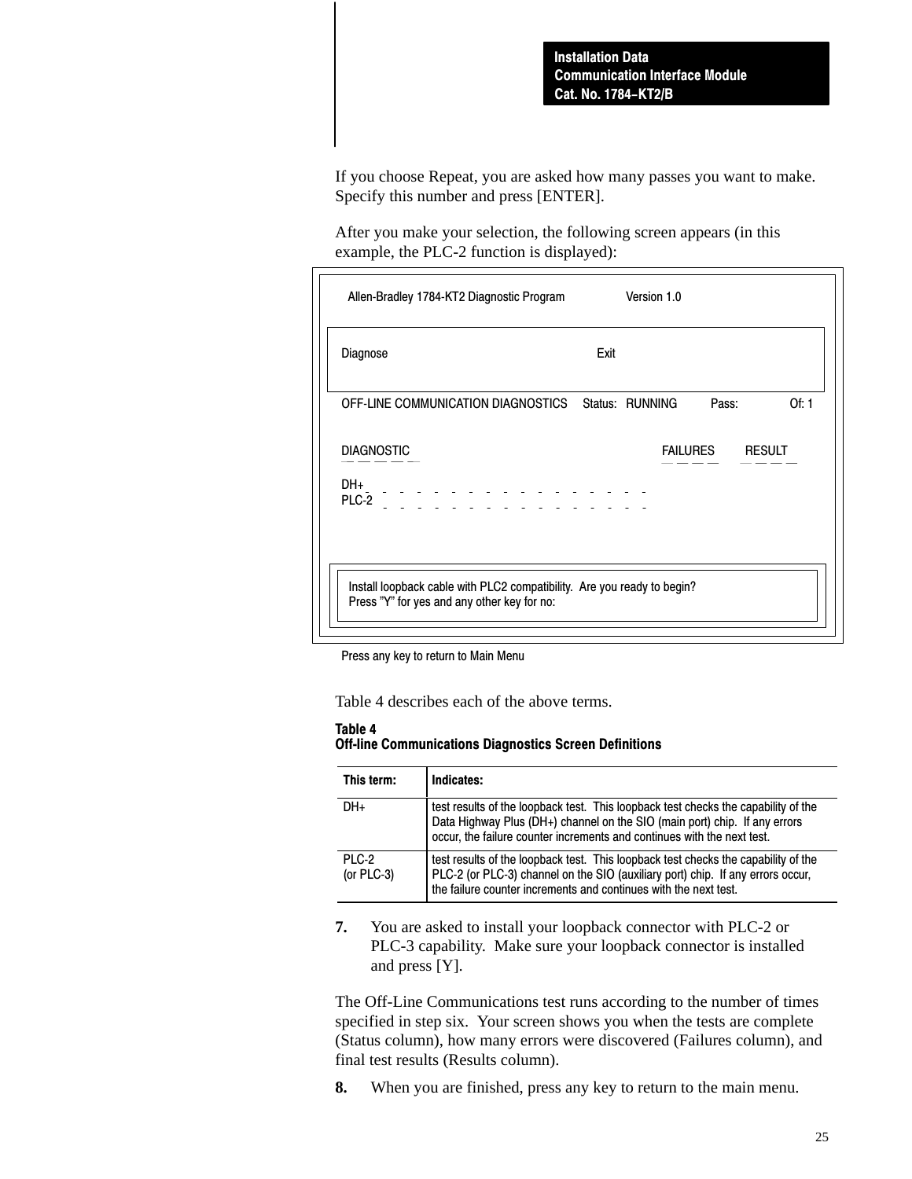If you choose Repeat, you are asked how many passes you want to make. Specify this number and press [ENTER].

After you make your selection, the following screen appears (in this example, the PLC-2 function is displayed):

```
Allen-Bradley 1784-KT2 Diagnostic Program          Version 1.0

Diagnose                                      Exit

OFF-LINE COMMUNICATION DIAGNOSTICS   Status:  RUNNING     Pass:        Of: 1

DIAGNOSTIC                                         FAILURES     RESULT
----------                                         --------     ------
DH+    - - - - - - - - - - - - - - - -
PLC-2  - - - - - - - - - - - - - - - -

Install loopback cable with PLC2 compatibility.  Are you ready to begin?
Press "Y" for yes and any other key for no:
```

Press any key to return to Main Menu

Table 4 describes each of the above terms.

**Table 4**
**Off-line Communications Diagnostics Screen Definitions**

| This term: | Indicates: |
|---|---|
| DH+ | test results of the loopback test. This loopback test checks the capability of the Data Highway Plus (DH+) channel on the SIO (main port) chip. If any errors occur, the failure counter increments and continues with the next test. |
| PLC-2 (or PLC-3) | test results of the loopback test. This loopback test checks the capability of the PLC-2 (or PLC-3) channel on the SIO (auxiliary port) chip. If any errors occur, the failure counter increments and continues with the next test. |

**7.** You are asked to install your loopback connector with PLC-2 or PLC-3 capability. Make sure your loopback connector is installed and press [Y].

The Off-Line Communications test runs according to the number of times specified in step six. Your screen shows you when the tests are complete (Status column), how many errors were discovered (Failures column), and final test results (Results column).

**8.** When you are finished, press any key to return to the main menu.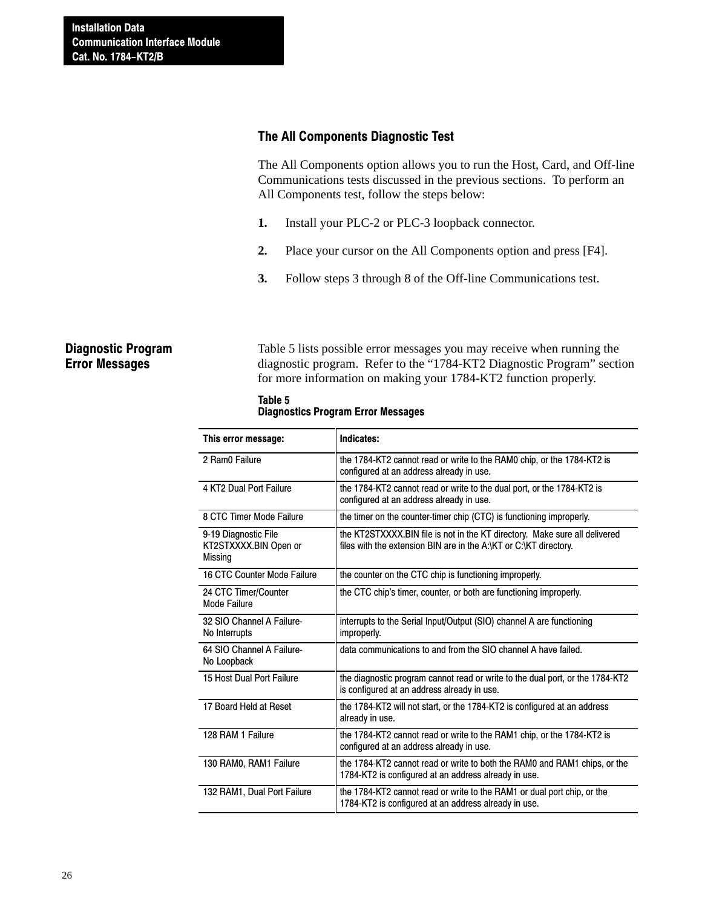### The All Components Diagnostic Test

The All Components option allows you to run the Host, Card, and Off-line Communications tests discussed in the previous sections. To perform an All Components test, follow the steps below:

1. Install your PLC-2 or PLC-3 loopback connector.
2. Place your cursor on the All Components option and press [F4].
3. Follow steps 3 through 8 of the Off-line Communications test.

## Diagnostic Program Error Messages

Table 5 lists possible error messages you may receive when running the diagnostic program. Refer to the "1784-KT2 Diagnostic Program" section for more information on making your 1784-KT2 function properly.

**Table 5**
**Diagnostics Program Error Messages**

| This error message: | Indicates: |
|---|---|
| 2 Ram0 Failure | the 1784-KT2 cannot read or write to the RAM0 chip, or the 1784-KT2 is configured at an address already in use. |
| 4 KT2 Dual Port Failure | the 1784-KT2 cannot read or write to the dual port, or the 1784-KT2 is configured at an address already in use. |
| 8 CTC Timer Mode Failure | the timer on the counter-timer chip (CTC) is functioning improperly. |
| 9-19 Diagnostic File KT2STXXXX.BIN Open or Missing | the KT2STXXXX.BIN file is not in the KT directory. Make sure all delivered files with the extension BIN are in the A:\KT or C:\KT directory. |
| 16 CTC Counter Mode Failure | the counter on the CTC chip is functioning improperly. |
| 24 CTC Timer/Counter Mode Failure | the CTC chip's timer, counter, or both are functioning improperly. |
| 32 SIO Channel A Failure- No Interrupts | interrupts to the Serial Input/Output (SIO) channel A are functioning improperly. |
| 64 SIO Channel A Failure- No Loopback | data communications to and from the SIO channel A have failed. |
| 15 Host Dual Port Failure | the diagnostic program cannot read or write to the dual port, or the 1784-KT2 is configured at an address already in use. |
| 17 Board Held at Reset | the 1784-KT2 will not start, or the 1784-KT2 is configured at an address already in use. |
| 128 RAM 1 Failure | the 1784-KT2 cannot read or write to the RAM1 chip, or the 1784-KT2 is configured at an address already in use. |
| 130 RAM0, RAM1 Failure | the 1784-KT2 cannot read or write to both the RAM0 and RAM1 chips, or the 1784-KT2 is configured at an address already in use. |
| 132 RAM1, Dual Port Failure | the 1784-KT2 cannot read or write to the RAM1 or dual port chip, or the 1784-KT2 is configured at an address already in use. |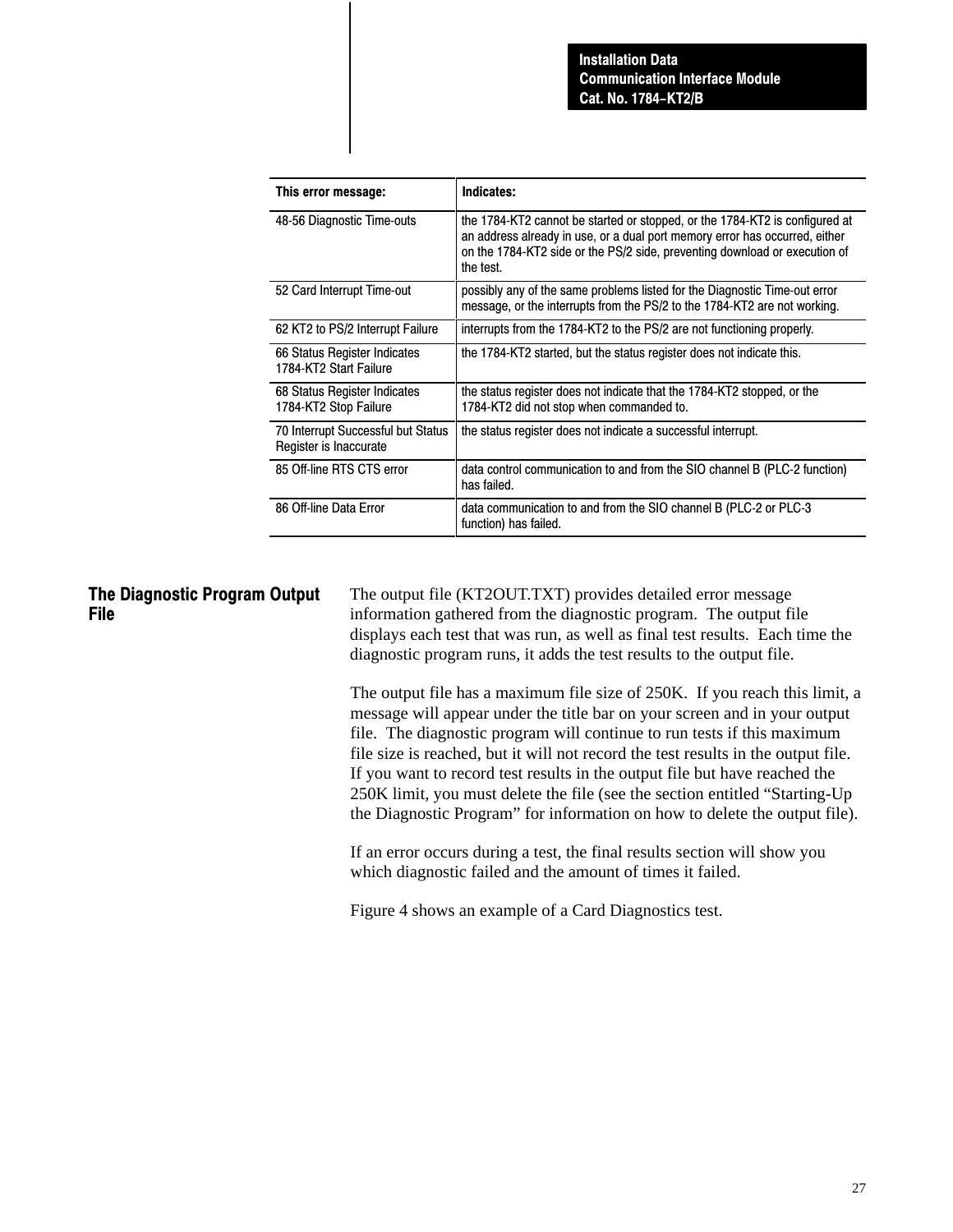| This error message: | Indicates: |
|---|---|
| 48-56 Diagnostic Time-outs | the 1784-KT2 cannot be started or stopped, or the 1784-KT2 is configured at an address already in use, or a dual port memory error has occurred, either on the 1784-KT2 side or the PS/2 side, preventing download or execution of the test. |
| 52 Card Interrupt Time-out | possibly any of the same problems listed for the Diagnostic Time-out error message, or the interrupts from the PS/2 to the 1784-KT2 are not working. |
| 62 KT2 to PS/2 Interrupt Failure | interrupts from the 1784-KT2 to the PS/2 are not functioning properly. |
| 66 Status Register Indicates 1784-KT2 Start Failure | the 1784-KT2 started, but the status register does not indicate this. |
| 68 Status Register Indicates 1784-KT2 Stop Failure | the status register does not indicate that the 1784-KT2 stopped, or the 1784-KT2 did not stop when commanded to. |
| 70 Interrupt Successful but Status Register is Inaccurate | the status register does not indicate a successful interrupt. |
| 85 Off-line RTS CTS error | data control communication to and from the SIO channel B (PLC-2 function) has failed. |
| 86 Off-line Data Error | data communication to and from the SIO channel B (PLC-2 or PLC-3 function) has failed. |

## The Diagnostic Program Output File

The output file (KT2OUT.TXT) provides detailed error message information gathered from the diagnostic program. The output file displays each test that was run, as well as final test results. Each time the diagnostic program runs, it adds the test results to the output file.

The output file has a maximum file size of 250K. If you reach this limit, a message will appear under the title bar on your screen and in your output file. The diagnostic program will continue to run tests if this maximum file size is reached, but it will not record the test results in the output file. If you want to record test results in the output file but have reached the 250K limit, you must delete the file (see the section entitled "Starting-Up the Diagnostic Program" for information on how to delete the output file).

If an error occurs during a test, the final results section will show you which diagnostic failed and the amount of times it failed.

Figure 4 shows an example of a Card Diagnostics test.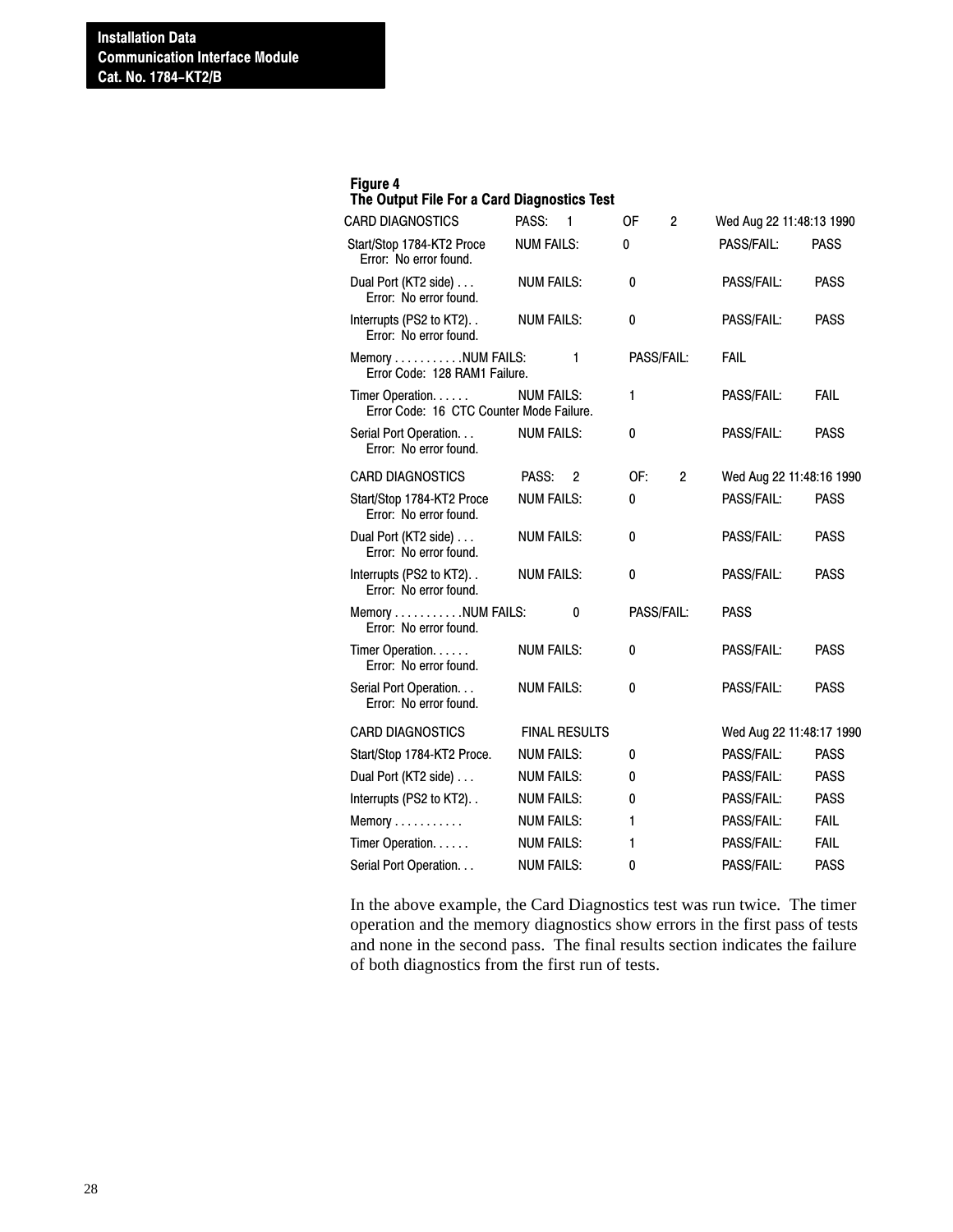**Figure 4**
**The Output File For a Card Diagnostics Test**

```
CARD DIAGNOSTICS          PASS:    1        OF       2       Wed Aug 22 11:48:13 1990

Start/Stop 1784-KT2 Proce      NUM FAILS:      0              PASS/FAIL:     PASS
   Error:  No error found.
Dual Port (KT2 side) . . .     NUM FAILS:      0              PASS/FAIL:     PASS
   Error:  No error found.
Interrupts (PS2 to KT2). .     NUM FAILS:      0              PASS/FAIL:     PASS
   Error:  No error found.
Memory . . . . . . . . . . .NUM FAILS:      1        PASS/FAIL:     FAIL
   Error Code:  128 RAM1 Failure.
Timer Operation. . . . . .     NUM FAILS:      1              PASS/FAIL:     FAIL
   Error Code:  16  CTC Counter Mode Failure.
Serial Port Operation. . .     NUM FAILS:      0              PASS/FAIL:     PASS
   Error:  No error found.

CARD DIAGNOSTICS          PASS:    2        OF:      2       Wed Aug 22 11:48:16 1990

Start/Stop 1784-KT2 Proce      NUM FAILS:      0              PASS/FAIL:     PASS
   Error:  No error found.
Dual Port (KT2 side) . . .     NUM FAILS:      0              PASS/FAIL:     PASS
   Error:  No error found.
Interrupts (PS2 to KT2). .     NUM FAILS:      0              PASS/FAIL:     PASS
   Error:  No error found.
Memory . . . . . . . . . . .NUM FAILS:      0        PASS/FAIL:     PASS
   Error:  No error found.
Timer Operation. . . . . .     NUM FAILS:      0              PASS/FAIL:     PASS
   Error:  No error found.
Serial Port Operation. . .     NUM FAILS:      0              PASS/FAIL:     PASS
   Error:  No error found.

CARD DIAGNOSTICS          FINAL RESULTS                      Wed Aug 22 11:48:17 1990
Start/Stop 1784-KT2 Proce.     NUM FAILS:      0              PASS/FAIL:     PASS
Dual Port (KT2 side) . . .     NUM FAILS:      0              PASS/FAIL:     PASS
Interrupts (PS2 to KT2). .     NUM FAILS:      0              PASS/FAIL:     PASS
Memory . . . . . . . . . . .   NUM FAILS:      1              PASS/FAIL:     FAIL
Timer Operation. . . . . .     NUM FAILS:      1              PASS/FAIL:     FAIL
Serial Port Operation. . .     NUM FAILS:      0              PASS/FAIL:     PASS
```

In the above example, the Card Diagnostics test was run twice. The timer operation and the memory diagnostics show errors in the first pass of tests and none in the second pass. The final results section indicates the failure of both diagnostics from the first run of tests.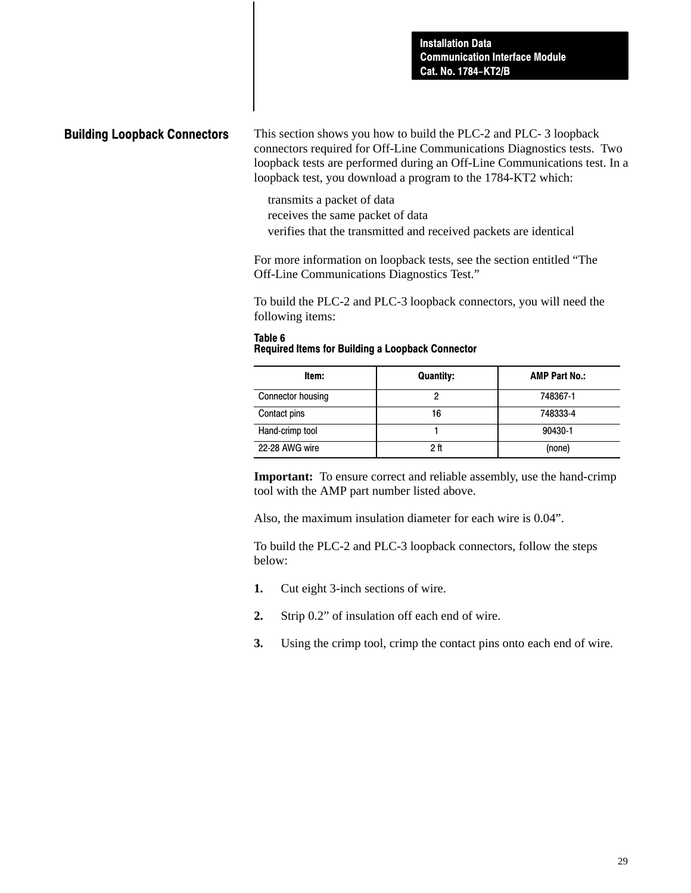## Building Loopback Connectors

This section shows you how to build the PLC-2 and PLC- 3 loopback connectors required for Off-Line Communications Diagnostics tests. Two loopback tests are performed during an Off-Line Communications test. In a loopback test, you download a program to the 1784-KT2 which:

- transmits a packet of data
- receives the same packet of data
- verifies that the transmitted and received packets are identical

For more information on loopback tests, see the section entitled “The Off-Line Communications Diagnostics Test.”

To build the PLC-2 and PLC-3 loopback connectors, you will need the following items:

**Table 6**
**Required Items for Building a Loopback Connector**

| Item: | Quantity: | AMP Part No.: |
|---|---|---|
| Connector housing | 2 | 748367-1 |
| Contact pins | 16 | 748333-4 |
| Hand-crimp tool | 1 | 90430-1 |
| 22-28 AWG wire | 2 ft | (none) |

**Important:** To ensure correct and reliable assembly, use the hand-crimp tool with the AMP part number listed above.

Also, the maximum insulation diameter for each wire is 0.04”.

To build the PLC-2 and PLC-3 loopback connectors, follow the steps below:

1. Cut eight 3-inch sections of wire.
2. Strip 0.2” of insulation off each end of wire.
3. Using the crimp tool, crimp the contact pins onto each end of wire.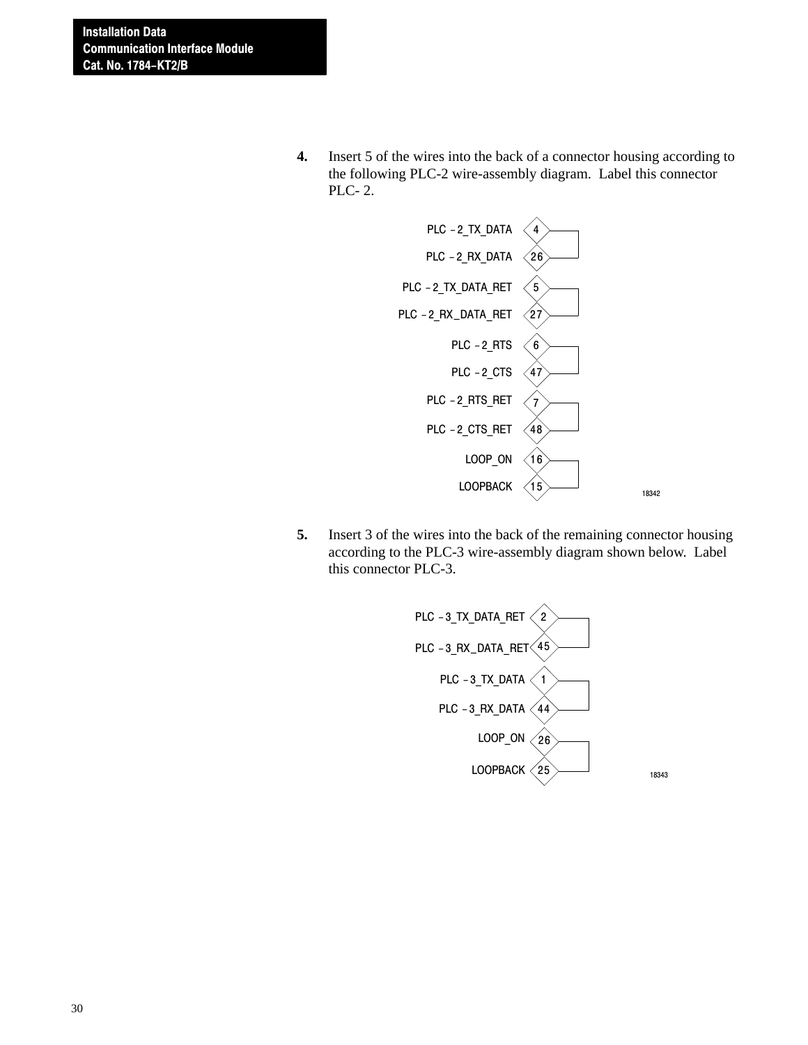4. Insert 5 of the wires into the back of a connector housing according to the following PLC-2 wire-assembly diagram. Label this connector PLC- 2.

PLC – 2_TX_DATA 4
PLC – 2_RX_DATA 26
PLC – 2_TX_DATA_RET 5
PLC – 2_RX_DATA_RET 27
PLC – 2_RTS 6
PLC – 2_CTS 47
PLC – 2_RTS_RET 7
PLC – 2_CTS_RET 48
LOOP_ON 16
LOOPBACK 15

18342

5. Insert 3 of the wires into the back of the remaining connector housing according to the PLC-3 wire-assembly diagram shown below. Label this connector PLC-3.

PLC – 3_TX_DATA_RET 2
PLC – 3_RX_DATA_RET 45
PLC – 3_TX_DATA 1
PLC – 3_RX_DATA 44
LOOP_ON 26
LOOPBACK 25

18343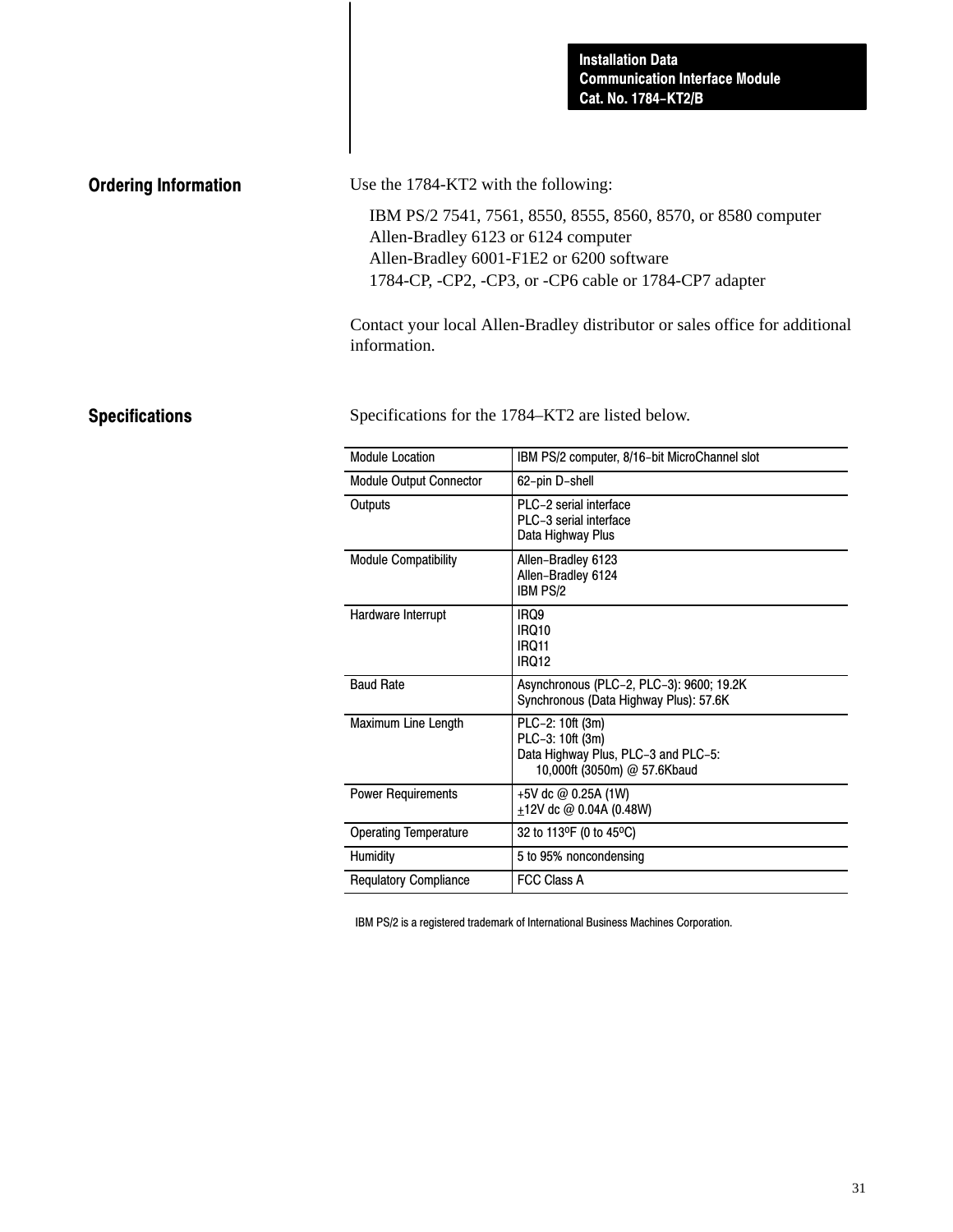## Ordering Information

Use the 1784-KT2 with the following:

IBM PS/2 7541, 7561, 8550, 8555, 8560, 8570, or 8580 computer
Allen-Bradley 6123 or 6124 computer
Allen-Bradley 6001-F1E2 or 6200 software
1784-CP, -CP2, -CP3, or -CP6 cable or 1784-CP7 adapter

Contact your local Allen-Bradley distributor or sales office for additional information.

## Specifications

Specifications for the 1784–KT2 are listed below.

| | |
|---|---|
| Module Location | IBM PS/2 computer, 8/16-bit MicroChannel slot |
| Module Output Connector | 62-pin D-shell |
| Outputs | PLC-2 serial interface<br>PLC-3 serial interface<br>Data Highway Plus |
| Module Compatibility | Allen-Bradley 6123<br>Allen-Bradley 6124<br>IBM PS/2 |
| Hardware Interrupt | IRQ9<br>IRQ10<br>IRQ11<br>IRQ12 |
| Baud Rate | Asynchronous (PLC-2, PLC-3): 9600; 19.2K<br>Synchronous (Data Highway Plus): 57.6K |
| Maximum Line Length | PLC-2: 10ft (3m)<br>PLC-3: 10ft (3m)<br>Data Highway Plus, PLC-3 and PLC-5:<br>10,000ft (3050m) @ 57.6Kbaud |
| Power Requirements | +5V dc @ 0.25A (1W)<br>±12V dc @ 0.04A (0.48W) |
| Operating Temperature | 32 to 113ºF (0 to 45ºC) |
| Humidity | 5 to 95% noncondensing |
| Requlatory Compliance | FCC Class A |

IBM PS/2 is a registered trademark of International Business Machines Corporation.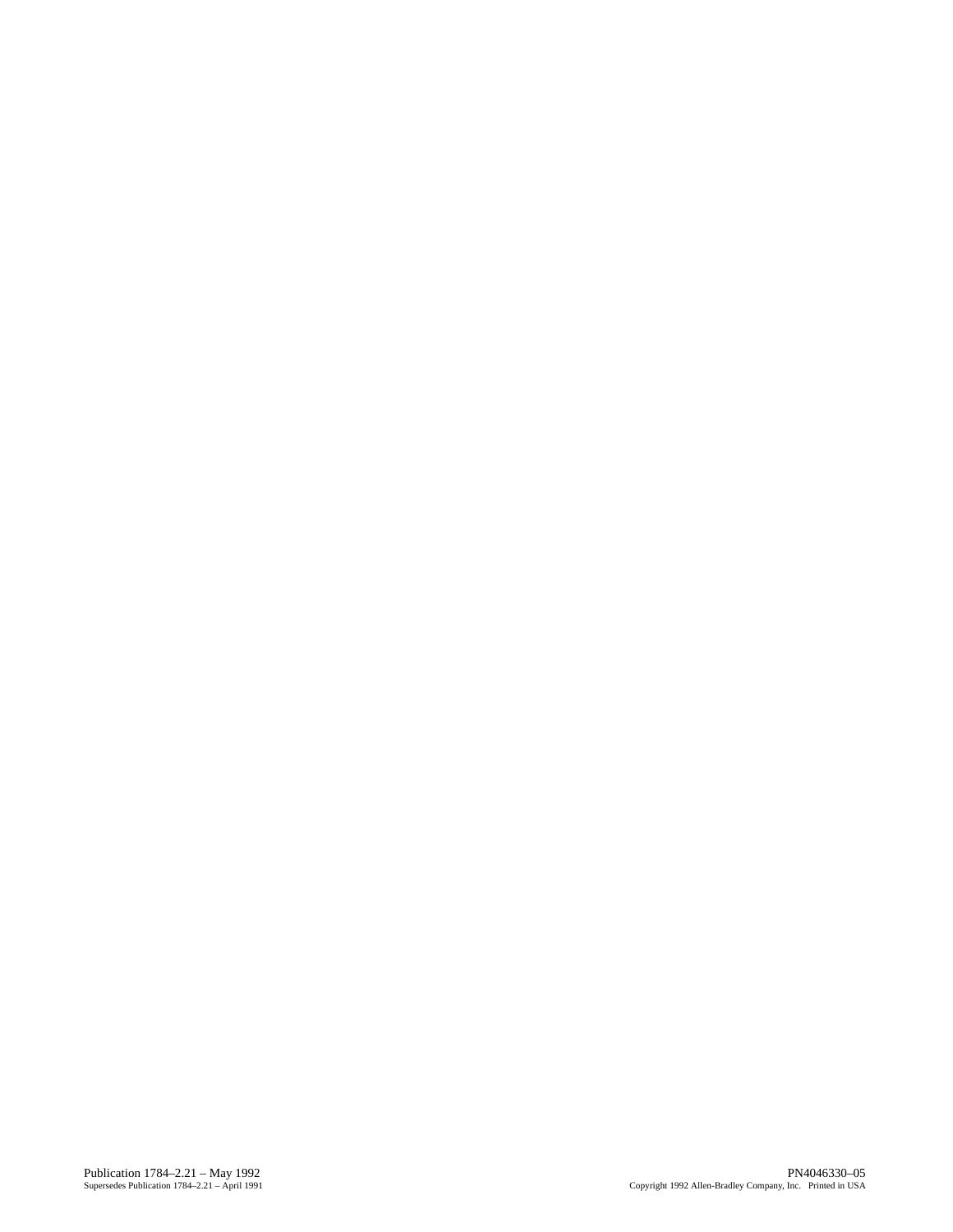Publication 1784–2.21 – May 1992
Supersedes Publication 1784–2.21 – April 1991

PN4046330–05
Copyright 1992 Allen-Bradley Company, Inc. Printed in USA